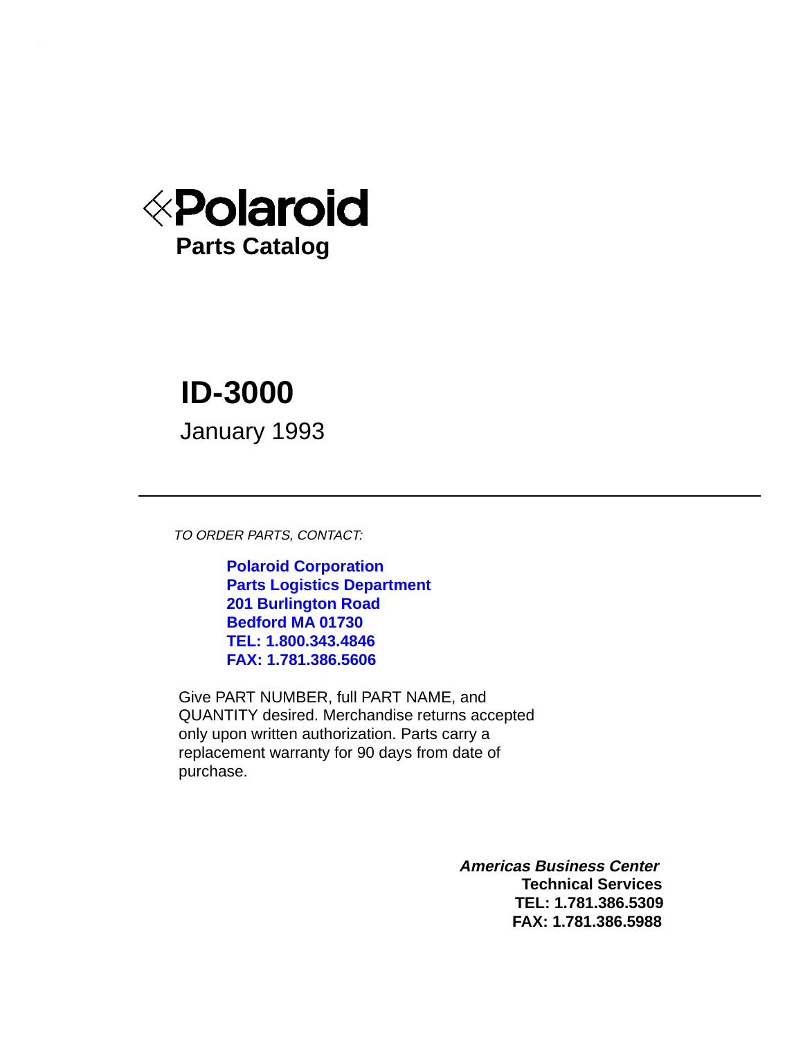# Polaroid

## Parts Catalog

# ID-3000

January 1993

---

*TO ORDER PARTS, CONTACT:*

**Polaroid Corporation**
**Parts Logistics Department**
**201 Burlington Road**
**Bedford MA 01730**
**TEL: 1.800.343.4846**
**FAX: 1.781.386.5606**

Give PART NUMBER, full PART NAME, and QUANTITY desired. Merchandise returns accepted only upon written authorization. Parts carry a replacement warranty for 90 days from date of purchase.

***Americas Business Center***
**Technical Services**
**TEL: 1.781.386.5309**
**FAX: 1.781.386.5988**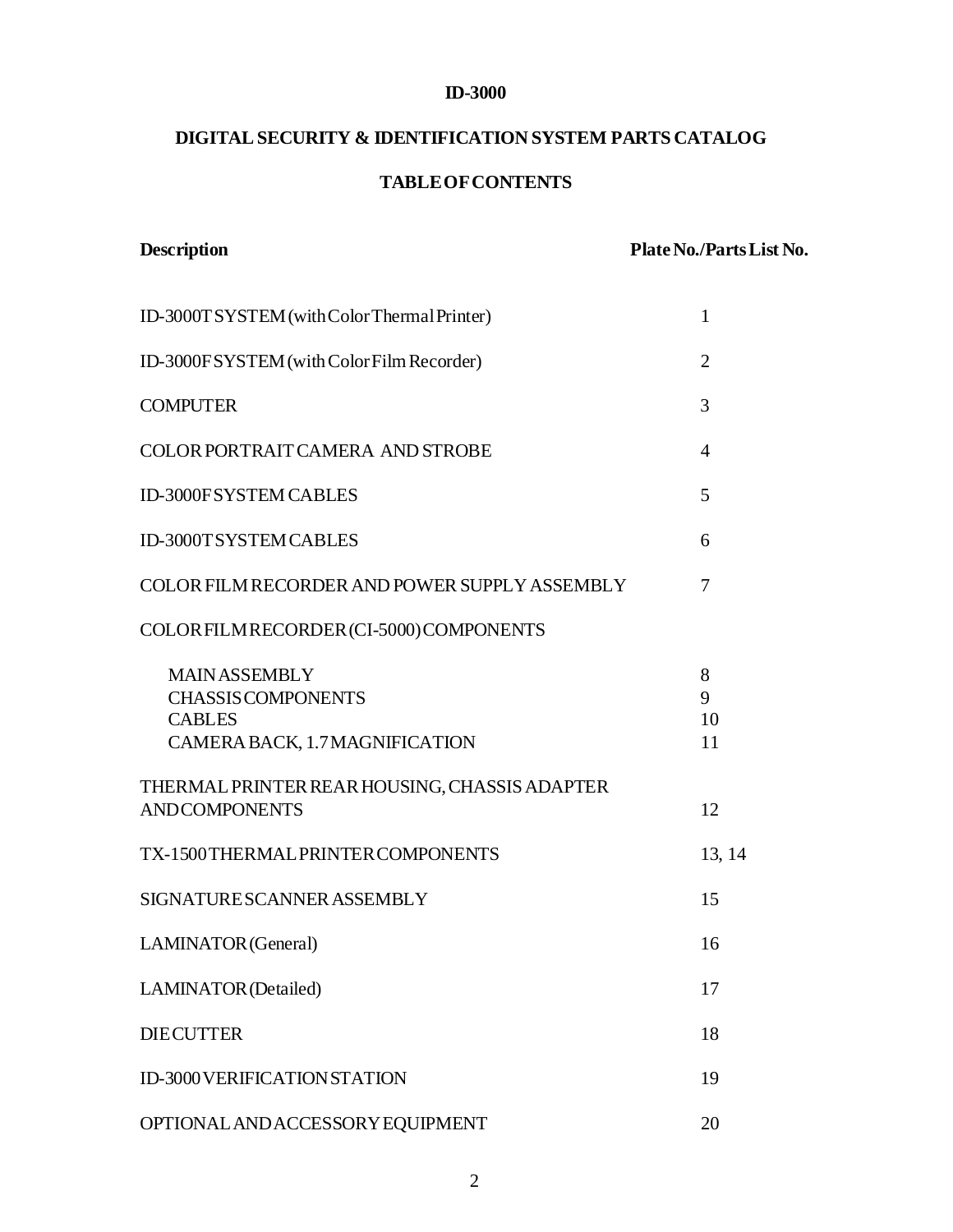# ID-3000

## DIGITAL SECURITY & IDENTIFICATION SYSTEM PARTS CATALOG

## TABLE OF CONTENTS

| Description | Plate No./Parts List No. |
|---|---|
| ID-3000T SYSTEM (with Color Thermal Printer) | 1 |
| ID-3000F SYSTEM (with Color Film Recorder) | 2 |
| COMPUTER | 3 |
| COLOR PORTRAIT CAMERA AND STROBE | 4 |
| ID-3000F SYSTEM CABLES | 5 |
| ID-3000T SYSTEM CABLES | 6 |
| COLOR FILM RECORDER AND POWER SUPPLY ASSEMBLY | 7 |
| COLOR FILM RECORDER (CI-5000) COMPONENTS | |
| MAIN ASSEMBLY | 8 |
| CHASSIS COMPONENTS | 9 |
| CABLES | 10 |
| CAMERA BACK, 1.7 MAGNIFICATION | 11 |
| THERMAL PRINTER REAR HOUSING, CHASSIS ADAPTER AND COMPONENTS | 12 |
| TX-1500 THERMAL PRINTER COMPONENTS | 13, 14 |
| SIGNATURE SCANNER ASSEMBLY | 15 |
| LAMINATOR (General) | 16 |
| LAMINATOR (Detailed) | 17 |
| DIE CUTTER | 18 |
| ID-3000 VERIFICATION STATION | 19 |
| OPTIONAL AND ACCESSORY EQUIPMENT | 20 |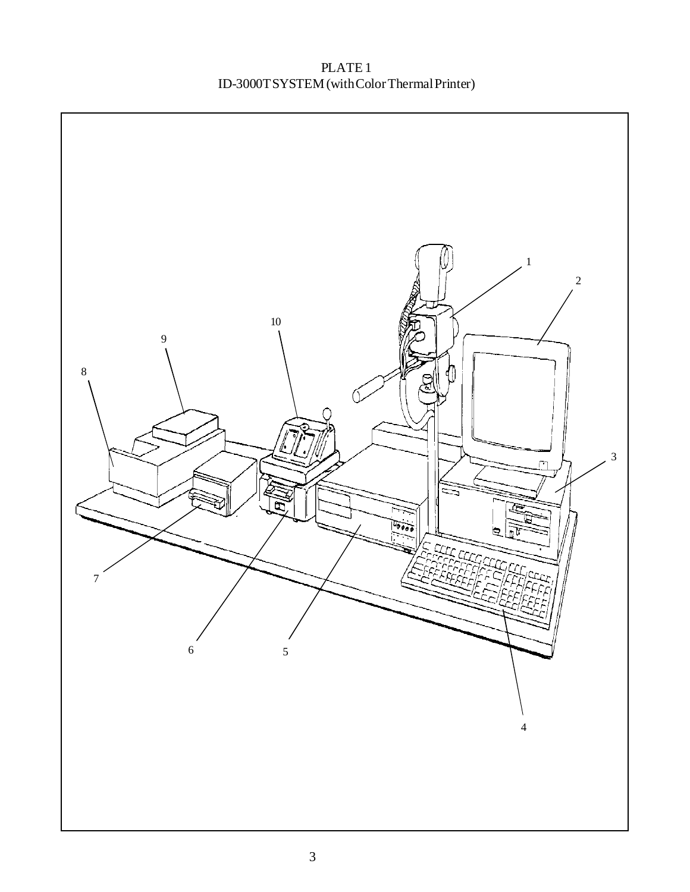PLATE 1
ID-3000T SYSTEM (with Color Thermal Printer)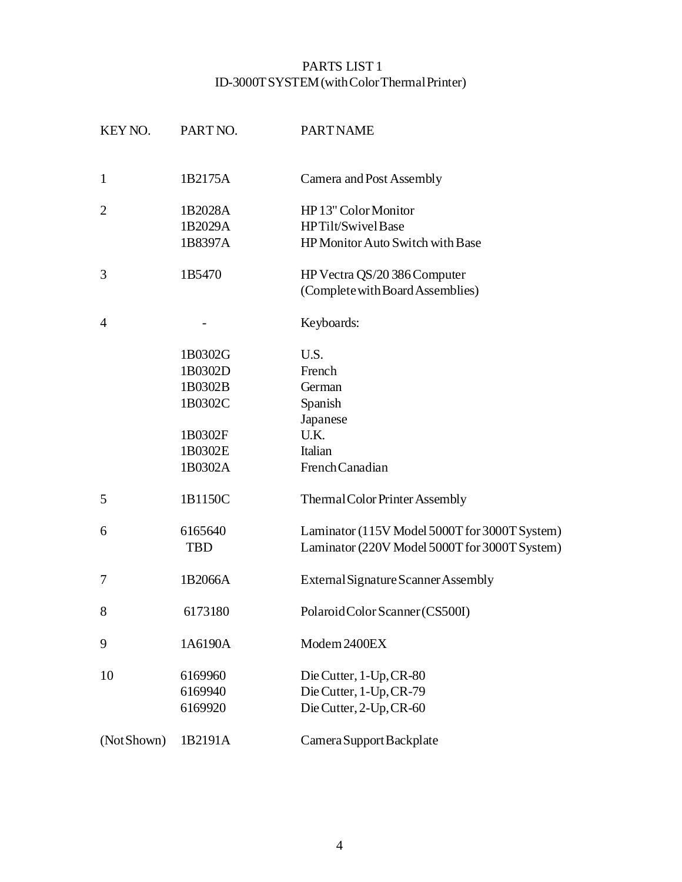# PARTS LIST 1
## ID-3000T SYSTEM (with Color Thermal Printer)

| KEY NO. | PART NO. | PART NAME |
|---|---|---|
| 1 | 1B2175A | Camera and Post Assembly |
| 2 | 1B2028A | HP 13" Color Monitor |
| | 1B2029A | HP Tilt/Swivel Base |
| | 1B8397A | HP Monitor Auto Switch with Base |
| 3 | 1B5470 | HP Vectra QS/20 386 Computer (Complete with Board Assemblies) |
| 4 | - | Keyboards: |
| | 1B0302G | U.S. |
| | 1B0302D | French |
| | 1B0302B | German |
| | 1B0302C | Spanish |
| | | Japanese |
| | 1B0302F | U.K. |
| | 1B0302E | Italian |
| | 1B0302A | French Canadian |
| 5 | 1B1150C | Thermal Color Printer Assembly |
| 6 | 6165640 | Laminator (115V Model 5000T for 3000T System) |
| | TBD | Laminator (220V Model 5000T for 3000T System) |
| 7 | 1B2066A | External Signature Scanner Assembly |
| 8 | 6173180 | Polaroid Color Scanner (CS500I) |
| 9 | 1A6190A | Modem 2400EX |
| 10 | 6169960 | Die Cutter, 1-Up, CR-80 |
| | 6169940 | Die Cutter, 1-Up, CR-79 |
| | 6169920 | Die Cutter, 2-Up, CR-60 |
| (Not Shown) | 1B2191A | Camera Support Backplate |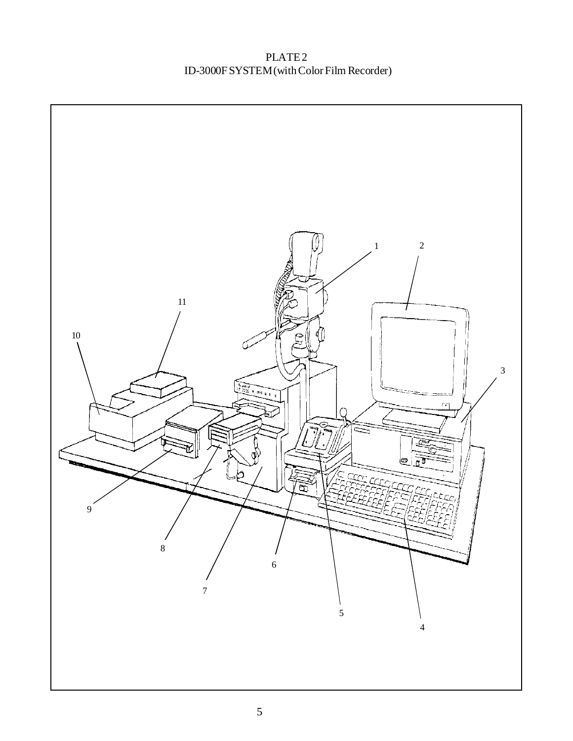PLATE 2

ID-3000F SYSTEM (with Color Film Recorder)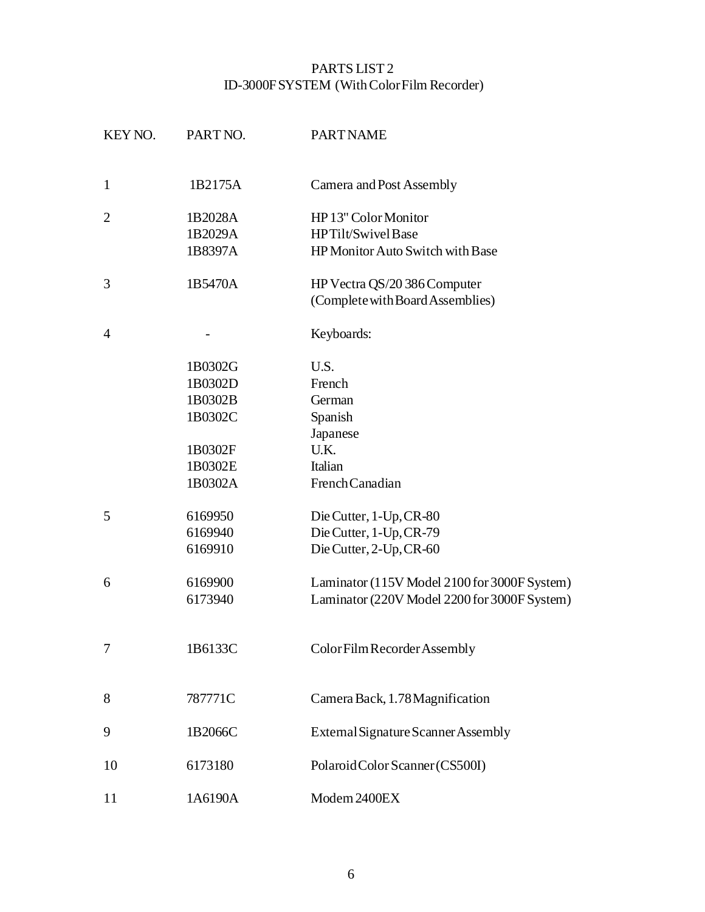# PARTS LIST 2
## ID-3000F SYSTEM (With Color Film Recorder)

| KEY NO. | PART NO. | PART NAME |
|---|---|---|
| 1 | 1B2175A | Camera and Post Assembly |
| 2 | 1B2028A | HP 13" Color Monitor |
| | 1B2029A | HP Tilt/Swivel Base |
| | 1B8397A | HP Monitor Auto Switch with Base |
| 3 | 1B5470A | HP Vectra QS/20 386 Computer (Complete with Board Assemblies) |
| 4 | - | Keyboards: |
| | 1B0302G | U.S. |
| | 1B0302D | French |
| | 1B0302B | German |
| | 1B0302C | Spanish |
| | | Japanese |
| | 1B0302F | U.K. |
| | 1B0302E | Italian |
| | 1B0302A | French Canadian |
| 5 | 6169950 | Die Cutter, 1-Up, CR-80 |
| | 6169940 | Die Cutter, 1-Up, CR-79 |
| | 6169910 | Die Cutter, 2-Up, CR-60 |
| 6 | 6169900 | Laminator (115V Model 2100 for 3000F System) |
| | 6173940 | Laminator (220V Model 2200 for 3000F System) |
| 7 | 1B6133C | Color Film Recorder Assembly |
| 8 | 787771C | Camera Back, 1.78 Magnification |
| 9 | 1B2066C | External Signature Scanner Assembly |
| 10 | 6173180 | Polaroid Color Scanner (CS500I) |
| 11 | 1A6190A | Modem 2400EX |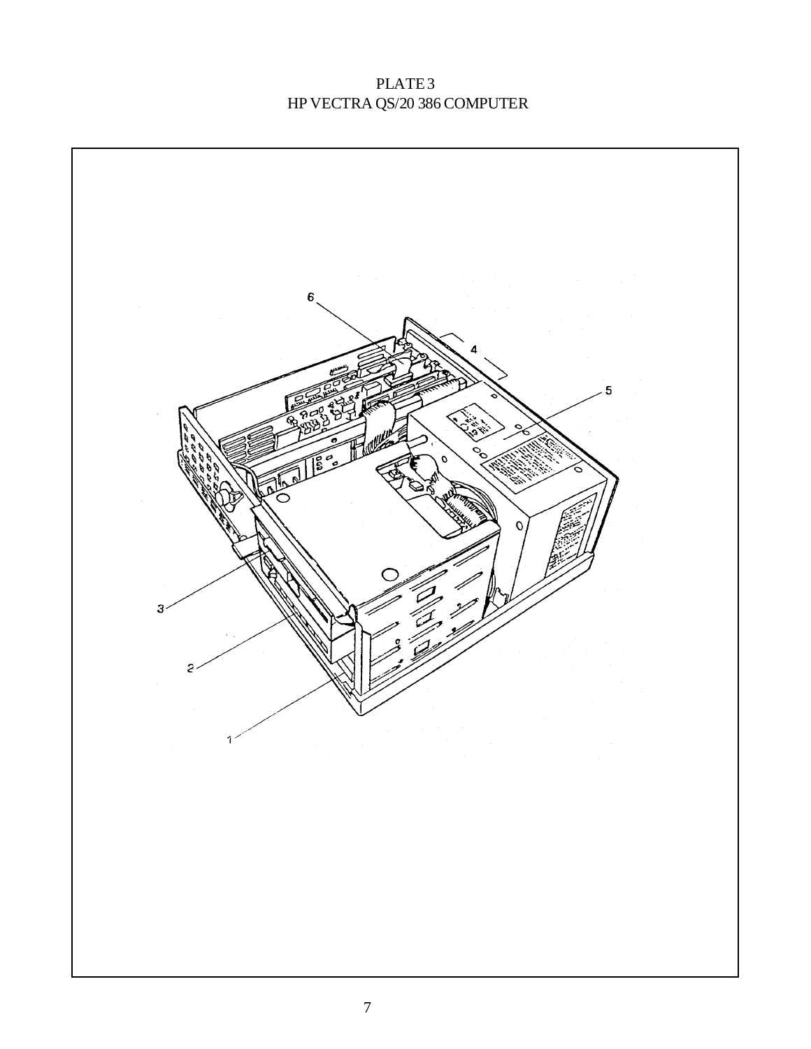PLATE 3
HP VECTRA QS/20 386 COMPUTER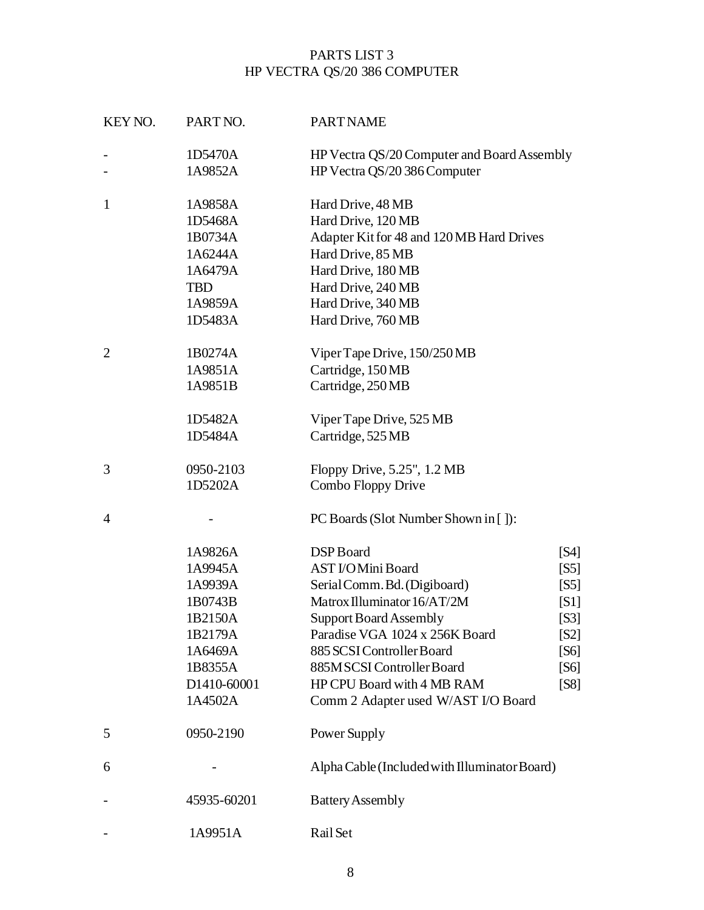# PARTS LIST 3
# HP VECTRA QS/20 386 COMPUTER

| KEY NO. | PART NO. | PART NAME | |
|---|---|---|---|
| - | 1D5470A | HP Vectra QS/20 Computer and Board Assembly | |
| - | 1A9852A | HP Vectra QS/20 386 Computer | |
| 1 | 1A9858A | Hard Drive, 48 MB | |
| | 1D5468A | Hard Drive, 120 MB | |
| | 1B0734A | Adapter Kit for 48 and 120 MB Hard Drives | |
| | 1A6244A | Hard Drive, 85 MB | |
| | 1A6479A | Hard Drive, 180 MB | |
| | TBD | Hard Drive, 240 MB | |
| | 1A9859A | Hard Drive, 340 MB | |
| | 1D5483A | Hard Drive, 760 MB | |
| 2 | 1B0274A | Viper Tape Drive, 150/250 MB | |
| | 1A9851A | Cartridge, 150 MB | |
| | 1A9851B | Cartridge, 250 MB | |
| | 1D5482A | Viper Tape Drive, 525 MB | |
| | 1D5484A | Cartridge, 525 MB | |
| 3 | 0950-2103 | Floppy Drive, 5.25", 1.2 MB | |
| | 1D5202A | Combo Floppy Drive | |
| 4 | - | PC Boards (Slot Number Shown in [ ]): | |
| | 1A9826A | DSP Board | [S4] |
| | 1A9945A | AST I/O Mini Board | [S5] |
| | 1A9939A | Serial Comm. Bd. (Digiboard) | [S5] |
| | 1B0743B | Matrox Illuminator 16/AT/2M | [S1] |
| | 1B2150A | Support Board Assembly | [S3] |
| | 1B2179A | Paradise VGA 1024 x 256K Board | [S2] |
| | 1A6469A | 885 SCSI Controller Board | [S6] |
| | 1B8355A | 885M SCSI Controller Board | [S6] |
| | D1410-60001 | HP CPU Board with 4 MB RAM | [S8] |
| | 1A4502A | Comm 2 Adapter used W/AST I/O Board | |
| 5 | 0950-2190 | Power Supply | |
| 6 | - | Alpha Cable (Included with Illuminator Board) | |
| - | 45935-60201 | Battery Assembly | |
| - | 1A9951A | Rail Set | |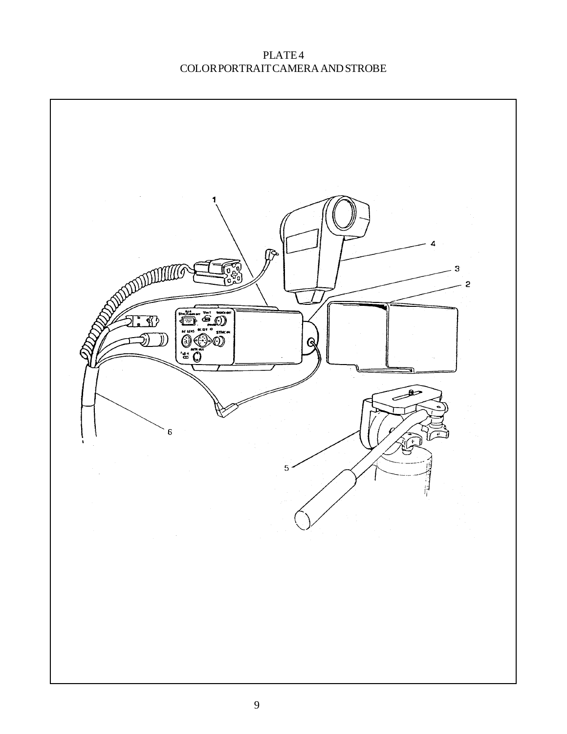# PLATE 4
## COLOR PORTRAIT CAMERA AND STROBE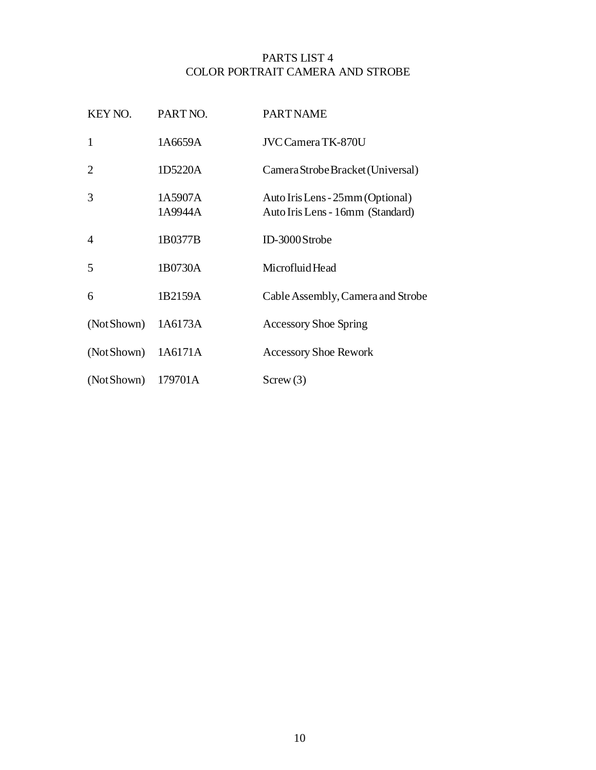# PARTS LIST 4
## COLOR PORTRAIT CAMERA AND STROBE

| KEY NO. | PART NO. | PART NAME |
| --- | --- | --- |
| 1 | 1A6659A | JVC Camera TK-870U |
| 2 | 1D5220A | Camera Strobe Bracket (Universal) |
| 3 | 1A5907A | Auto Iris Lens - 25mm (Optional) |
| | 1A9944A | Auto Iris Lens - 16mm (Standard) |
| 4 | 1B0377B | ID-3000 Strobe |
| 5 | 1B0730A | Microfluid Head |
| 6 | 1B2159A | Cable Assembly, Camera and Strobe |
| (Not Shown) | 1A6173A | Accessory Shoe Spring |
| (Not Shown) | 1A6171A | Accessory Shoe Rework |
| (Not Shown) | 179701A | Screw (3) |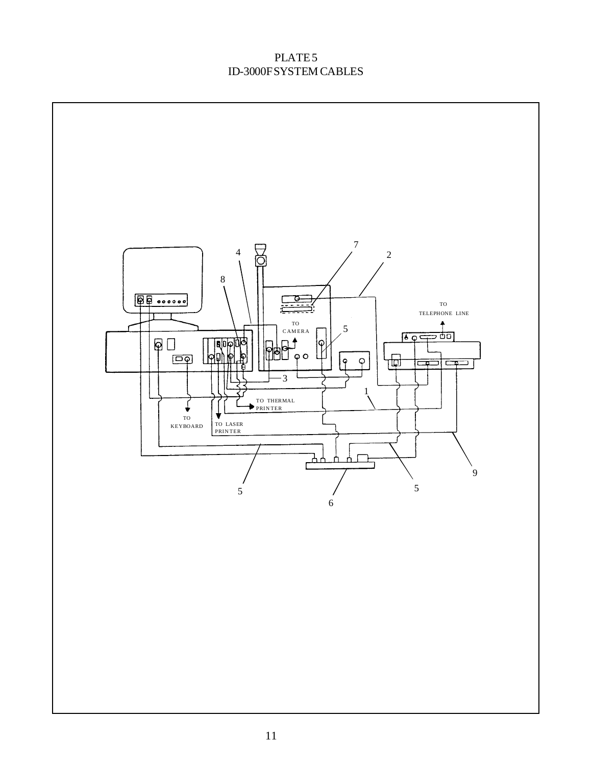# PLATE 5

## ID-3000F SYSTEM CABLES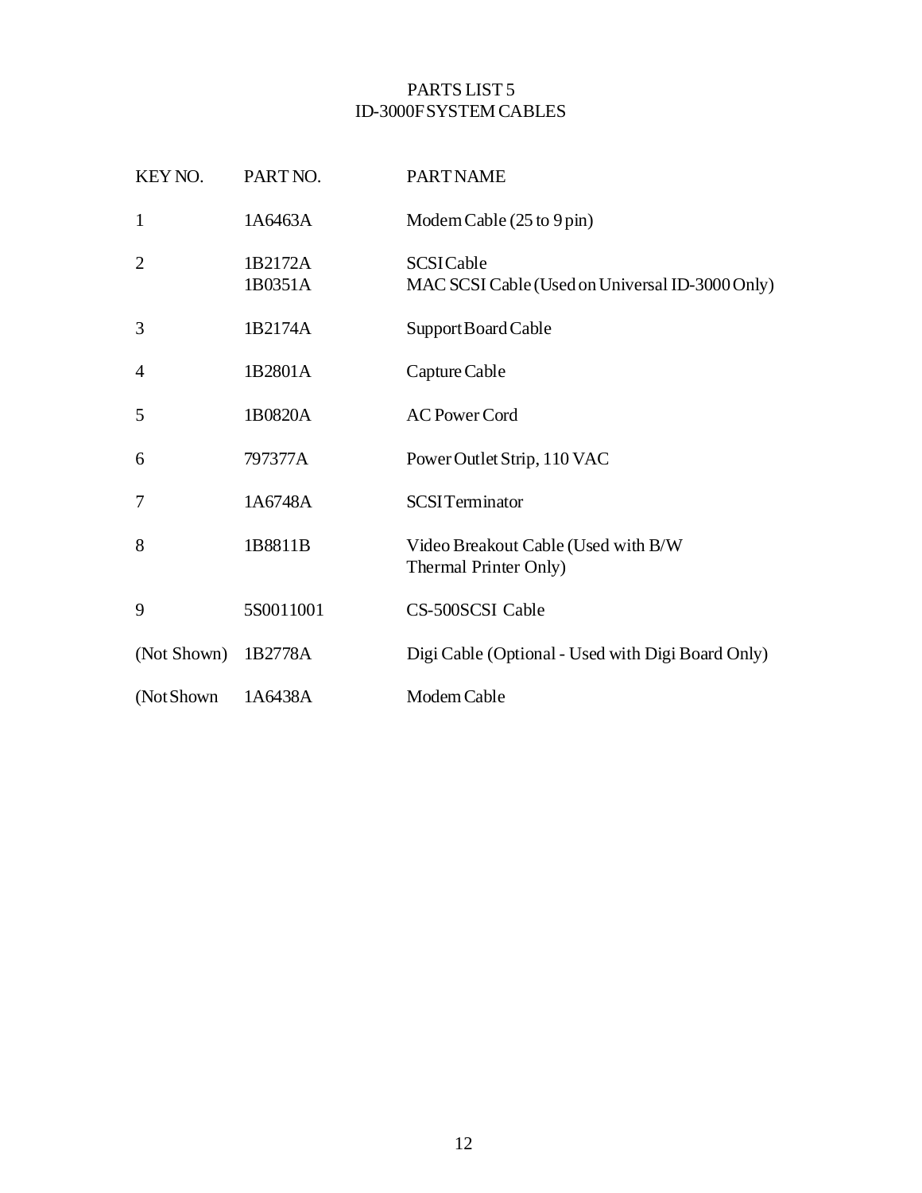# PARTS LIST 5
## ID-3000F SYSTEM CABLES

| KEY NO. | PART NO. | PART NAME |
|---|---|---|
| 1 | 1A6463A | Modem Cable (25 to 9 pin) |
| 2 | 1B2172A | SCSI Cable |
| | 1B0351A | MAC SCSI Cable (Used on Universal ID-3000 Only) |
| 3 | 1B2174A | Support Board Cable |
| 4 | 1B2801A | Capture Cable |
| 5 | 1B0820A | AC Power Cord |
| 6 | 797377A | Power Outlet Strip, 110 VAC |
| 7 | 1A6748A | SCSI Terminator |
| 8 | 1B8811B | Video Breakout Cable (Used with B/W Thermal Printer Only) |
| 9 | 5S0011001 | CS-500SCSI Cable |
| (Not Shown) | 1B2778A | Digi Cable (Optional - Used with Digi Board Only) |
| (Not Shown | 1A6438A | Modem Cable |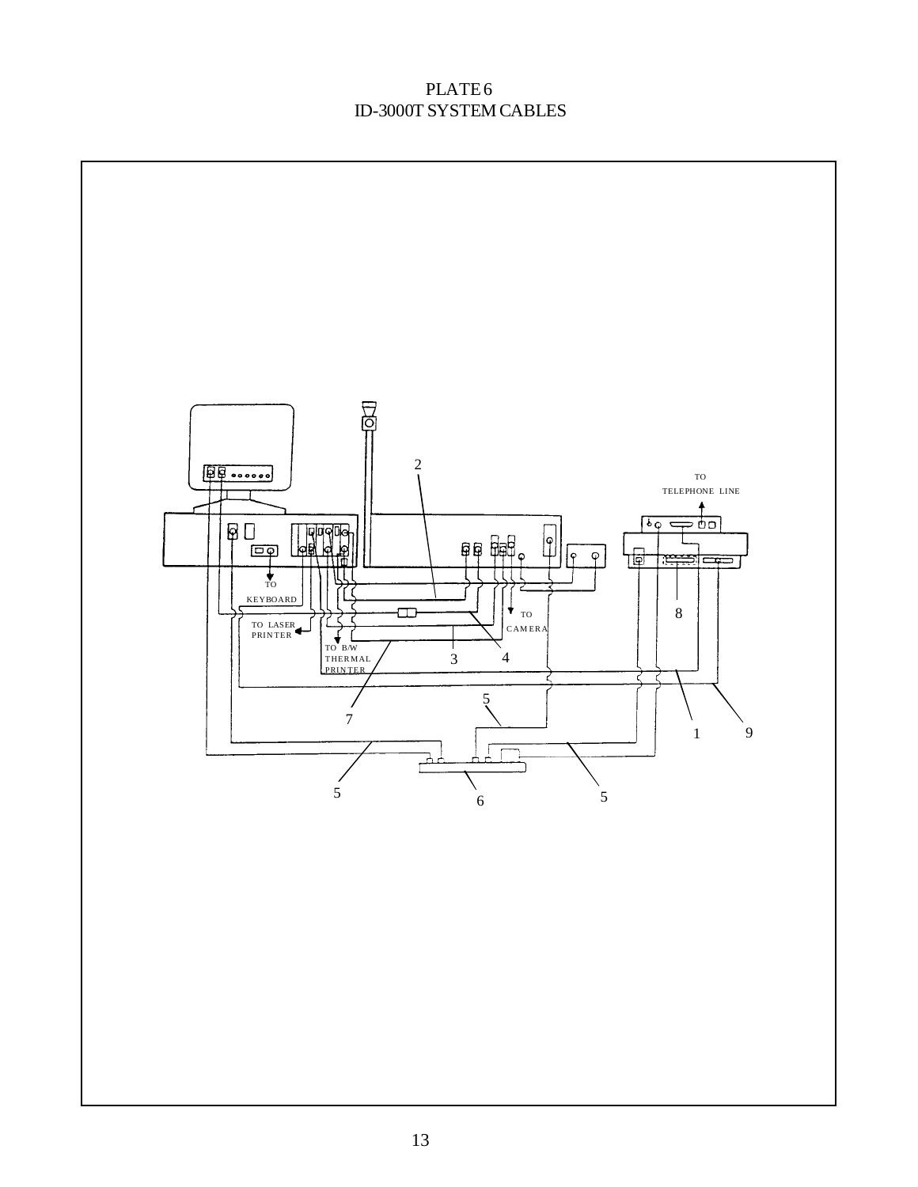# PLATE 6
## ID-3000T SYSTEM CABLES

TO TELEPHONE LINE

TO KEYBOARD

TO LASER PRINTER

TO B/W THERMAL PRINTER

TO CAMERA

1 2 3 4 5 6 7 8 9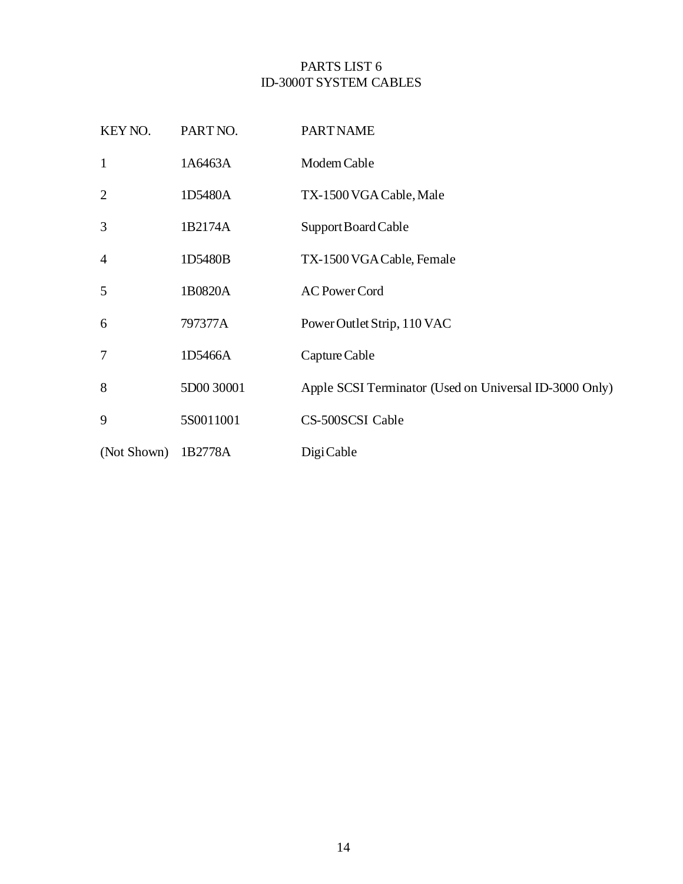# PARTS LIST 6
## ID-3000T SYSTEM CABLES

| KEY NO. | PART NO. | PART NAME |
|---|---|---|
| 1 | 1A6463A | Modem Cable |
| 2 | 1D5480A | TX-1500 VGA Cable, Male |
| 3 | 1B2174A | Support Board Cable |
| 4 | 1D5480B | TX-1500 VGA Cable, Female |
| 5 | 1B0820A | AC Power Cord |
| 6 | 797377A | Power Outlet Strip, 110 VAC |
| 7 | 1D5466A | Capture Cable |
| 8 | 5D00 30001 | Apple SCSI Terminator (Used on Universal ID-3000 Only) |
| 9 | 5S0011001 | CS-500SCSI Cable |
| (Not Shown) | 1B2778A | Digi Cable |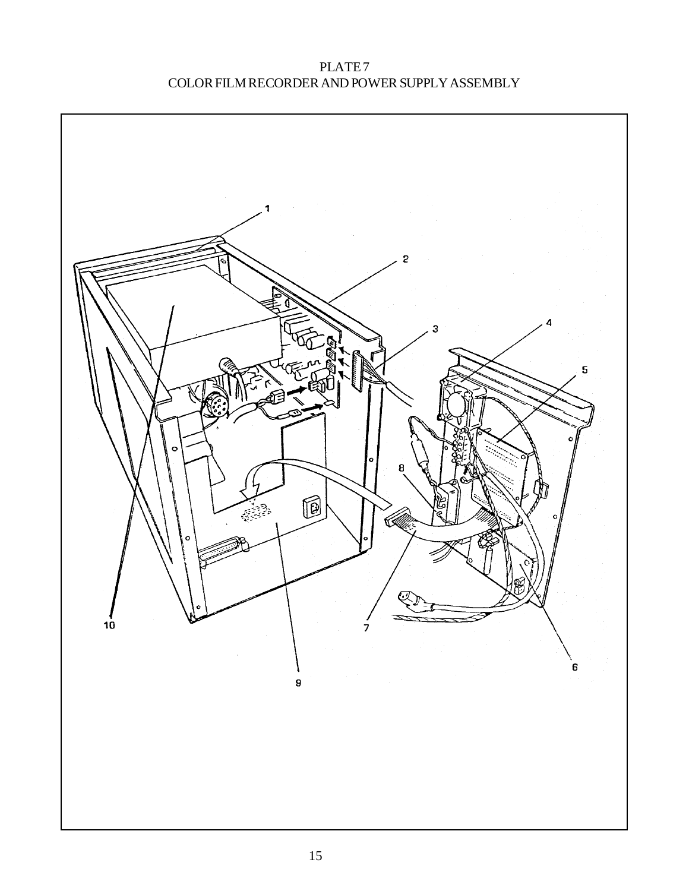# PLATE 7
## COLOR FILM RECORDER AND POWER SUPPLY ASSEMBLY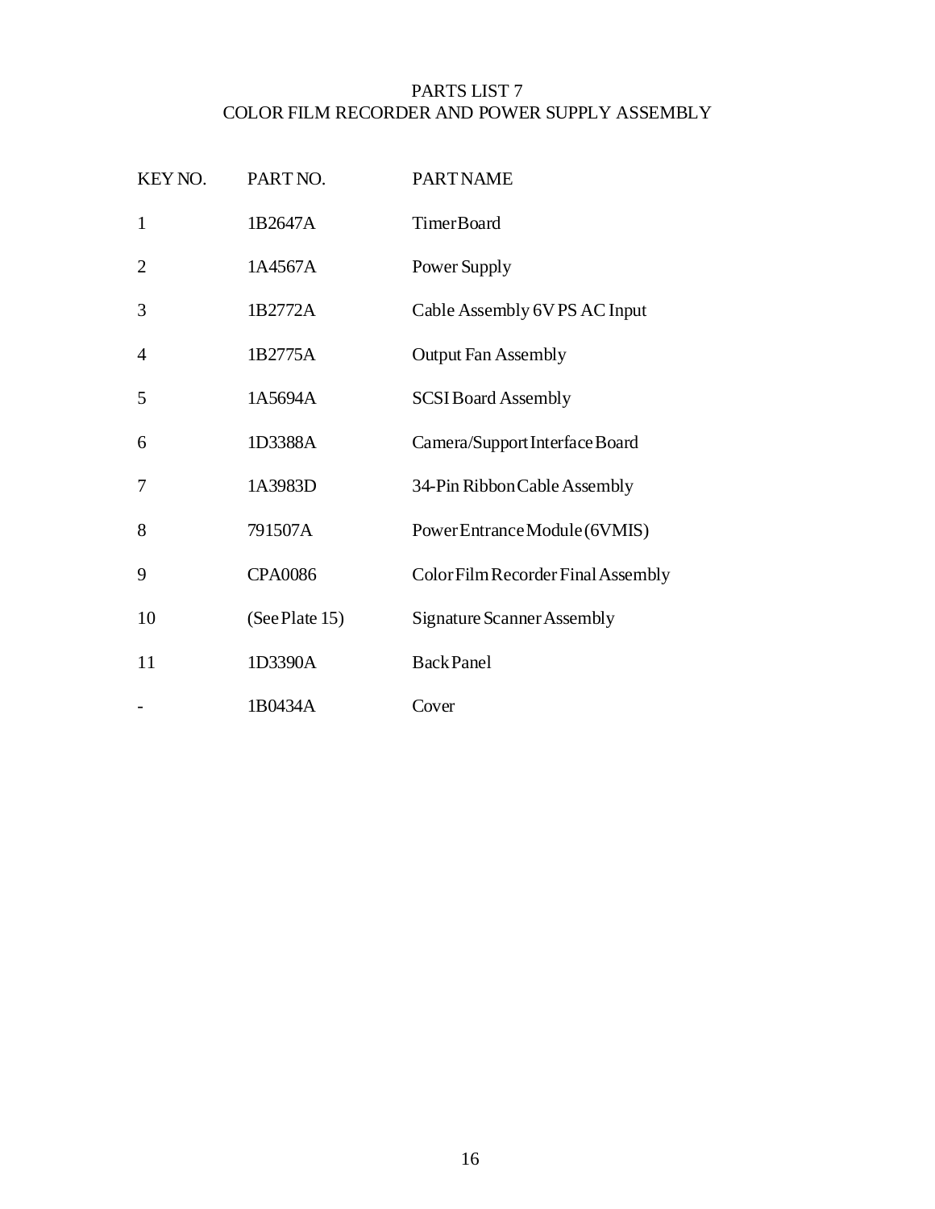# PARTS LIST 7
## COLOR FILM RECORDER AND POWER SUPPLY ASSEMBLY

| KEY NO. | PART NO. | PART NAME |
|---|---|---|
| 1 | 1B2647A | Timer Board |
| 2 | 1A4567A | Power Supply |
| 3 | 1B2772A | Cable Assembly 6V PS AC Input |
| 4 | 1B2775A | Output Fan Assembly |
| 5 | 1A5694A | SCSI Board Assembly |
| 6 | 1D3388A | Camera/Support Interface Board |
| 7 | 1A3983D | 34-Pin Ribbon Cable Assembly |
| 8 | 791507A | Power Entrance Module (6VMIS) |
| 9 | CPA0086 | Color Film Recorder Final Assembly |
| 10 | (See Plate 15) | Signature Scanner Assembly |
| 11 | 1D3390A | Back Panel |
| - | 1B0434A | Cover |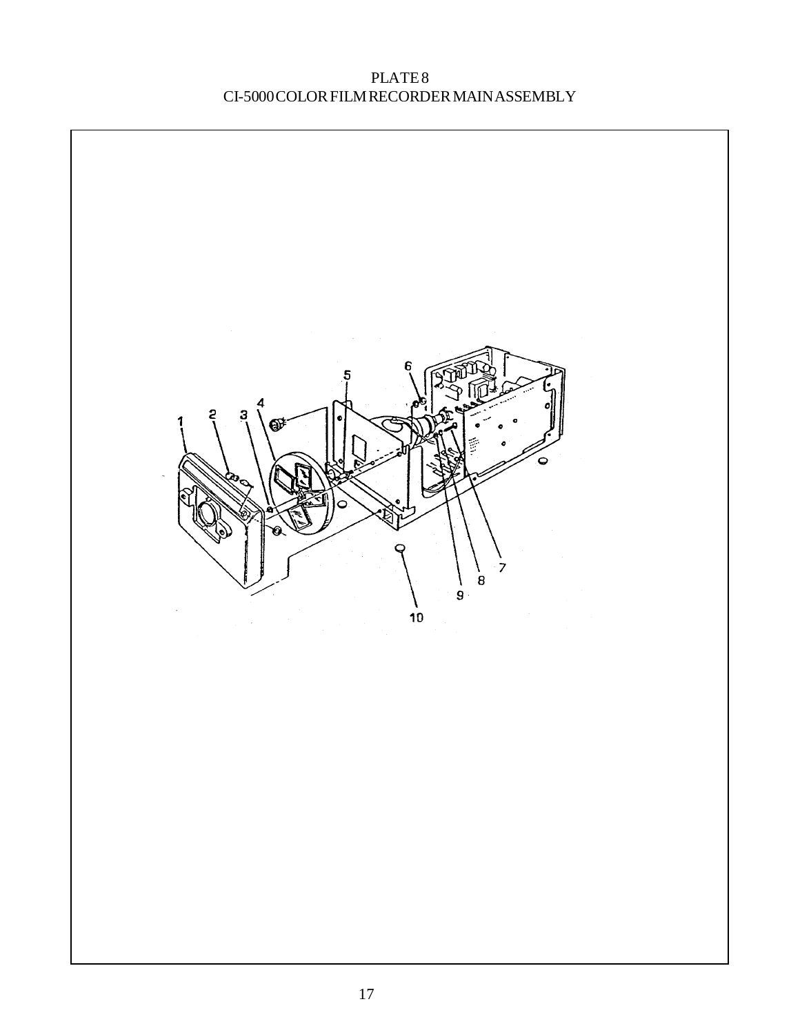# PLATE 8

## CI-5000 COLOR FILM RECORDER MAIN ASSEMBLY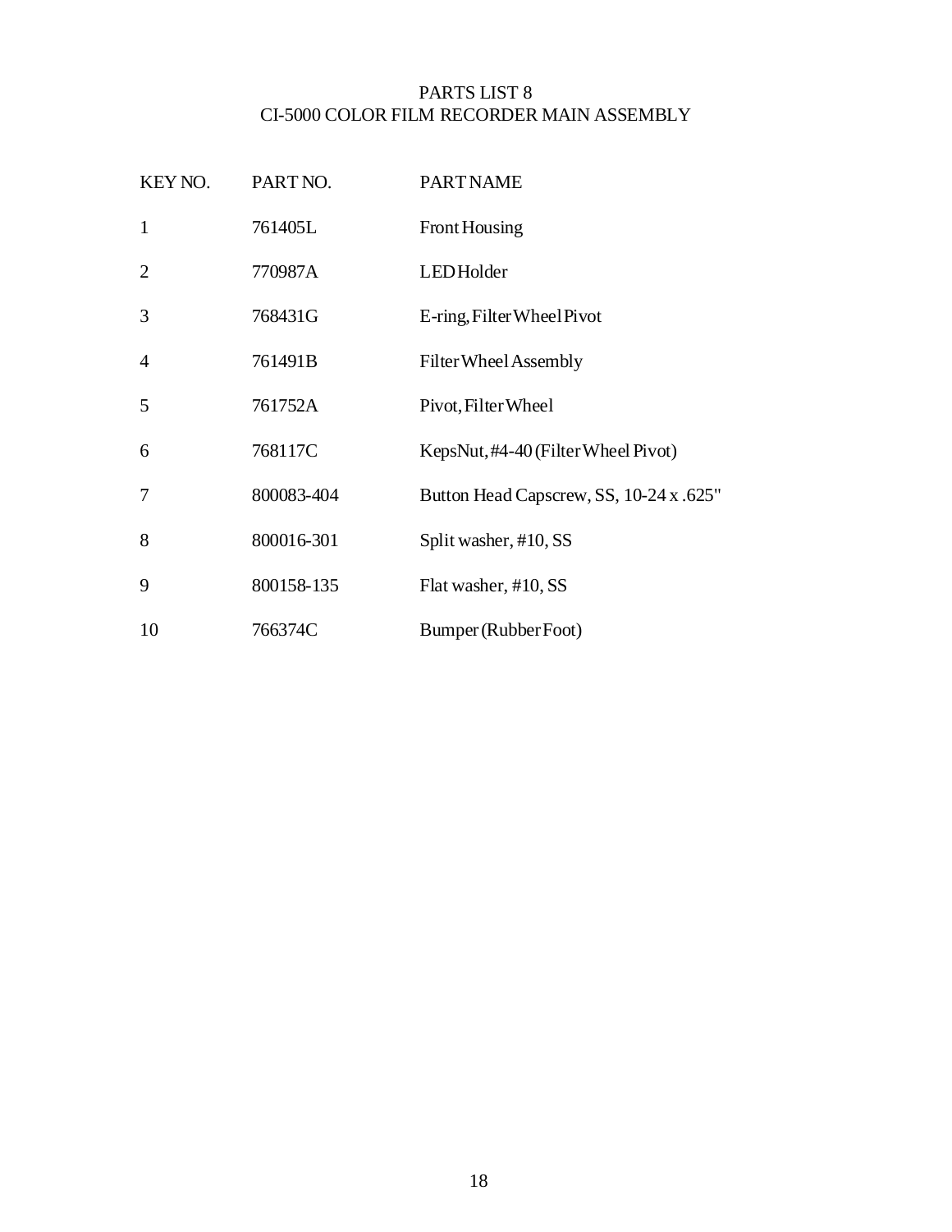# PARTS LIST 8
## CI-5000 COLOR FILM RECORDER MAIN ASSEMBLY

| KEY NO. | PART NO. | PART NAME |
| --- | --- | --- |
| 1 | 761405L | Front Housing |
| 2 | 770987A | LED Holder |
| 3 | 768431G | E-ring, Filter Wheel Pivot |
| 4 | 761491B | Filter Wheel Assembly |
| 5 | 761752A | Pivot, Filter Wheel |
| 6 | 768117C | Keps Nut, #4-40 (Filter Wheel Pivot) |
| 7 | 800083-404 | Button Head Capscrew, SS, 10-24 x .625" |
| 8 | 800016-301 | Split washer, #10, SS |
| 9 | 800158-135 | Flat washer, #10, SS |
| 10 | 766374C | Bumper (Rubber Foot) |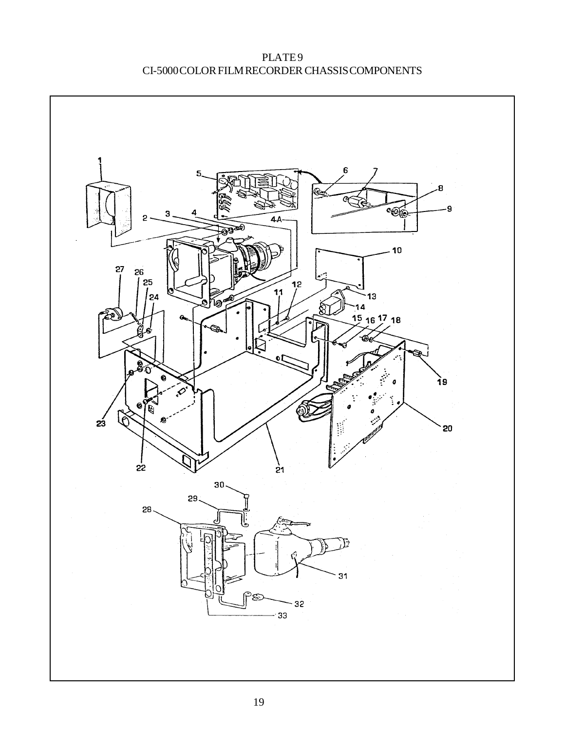# PLATE 9
## CI-5000 COLOR FILM RECORDER CHASSIS COMPONENTS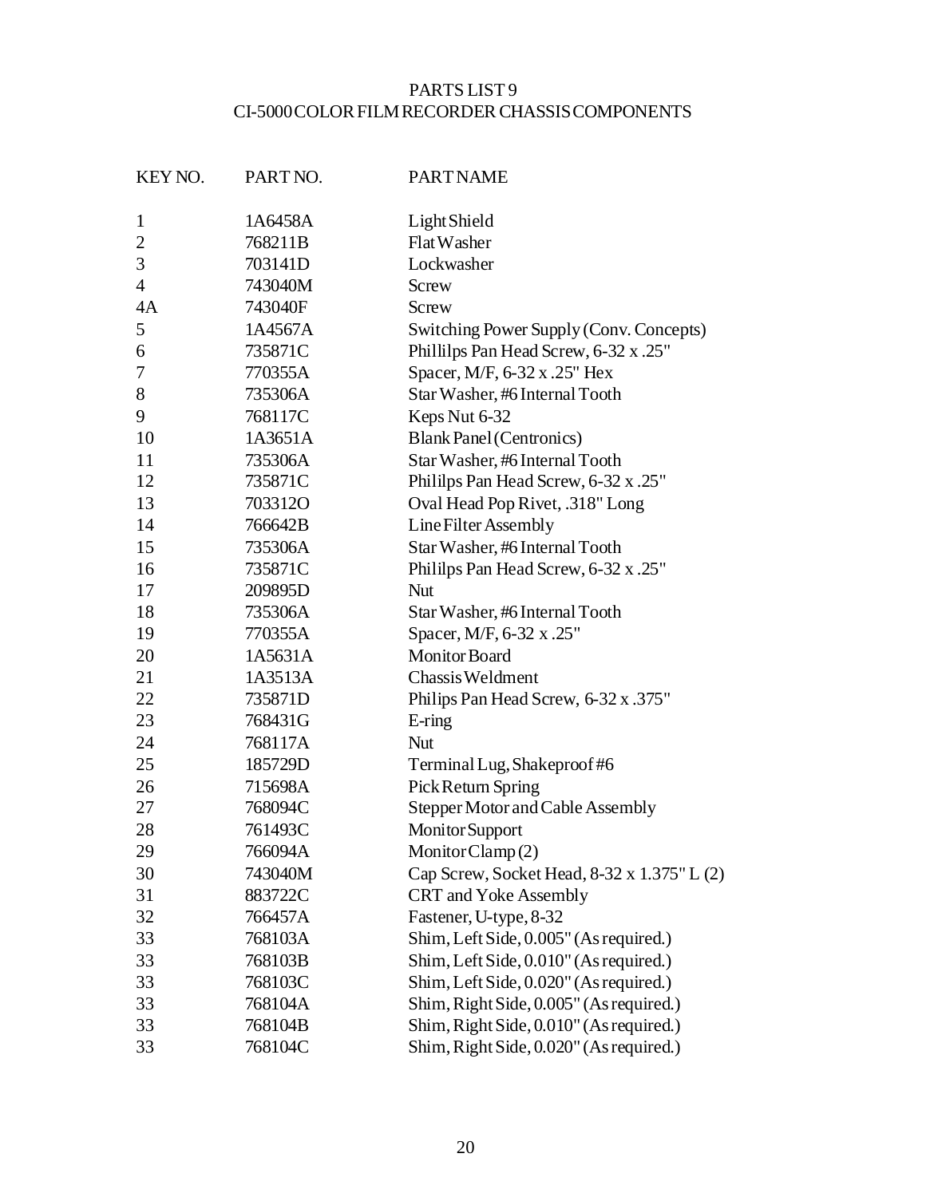# PARTS LIST 9
## CI-5000 COLOR FILM RECORDER CHASSIS COMPONENTS

| KEY NO. | PART NO. | PART NAME |
|---|---|---|
| 1 | 1A6458A | Light Shield |
| 2 | 768211B | Flat Washer |
| 3 | 703141D | Lockwasher |
| 4 | 743040M | Screw |
| 4A | 743040F | Screw |
| 5 | 1A4567A | Switching Power Supply (Conv. Concepts) |
| 6 | 735871C | Phillilps Pan Head Screw, 6-32 x .25" |
| 7 | 770355A | Spacer, M/F, 6-32 x .25" Hex |
| 8 | 735306A | Star Washer, #6 Internal Tooth |
| 9 | 768117C | Keps Nut 6-32 |
| 10 | 1A3651A | Blank Panel (Centronics) |
| 11 | 735306A | Star Washer, #6 Internal Tooth |
| 12 | 735871C | Phililps Pan Head Screw, 6-32 x .25" |
| 13 | 703312O | Oval Head Pop Rivet, .318" Long |
| 14 | 766642B | Line Filter Assembly |
| 15 | 735306A | Star Washer, #6 Internal Tooth |
| 16 | 735871C | Phililps Pan Head Screw, 6-32 x .25" |
| 17 | 209895D | Nut |
| 18 | 735306A | Star Washer, #6 Internal Tooth |
| 19 | 770355A | Spacer, M/F, 6-32 x .25" |
| 20 | 1A5631A | Monitor Board |
| 21 | 1A3513A | Chassis Weldment |
| 22 | 735871D | Philips Pan Head Screw, 6-32 x .375" |
| 23 | 768431G | E-ring |
| 24 | 768117A | Nut |
| 25 | 185729D | Terminal Lug, Shakeproof #6 |
| 26 | 715698A | Pick Return Spring |
| 27 | 768094C | Stepper Motor and Cable Assembly |
| 28 | 761493C | Monitor Support |
| 29 | 766094A | Monitor Clamp (2) |
| 30 | 743040M | Cap Screw, Socket Head, 8-32 x 1.375" L (2) |
| 31 | 883722C | CRT and Yoke Assembly |
| 32 | 766457A | Fastener, U-type, 8-32 |
| 33 | 768103A | Shim, Left Side, 0.005" (As required.) |
| 33 | 768103B | Shim, Left Side, 0.010" (As required.) |
| 33 | 768103C | Shim, Left Side, 0.020" (As required.) |
| 33 | 768104A | Shim, Right Side, 0.005" (As required.) |
| 33 | 768104B | Shim, Right Side, 0.010" (As required.) |
| 33 | 768104C | Shim, Right Side, 0.020" (As required.) |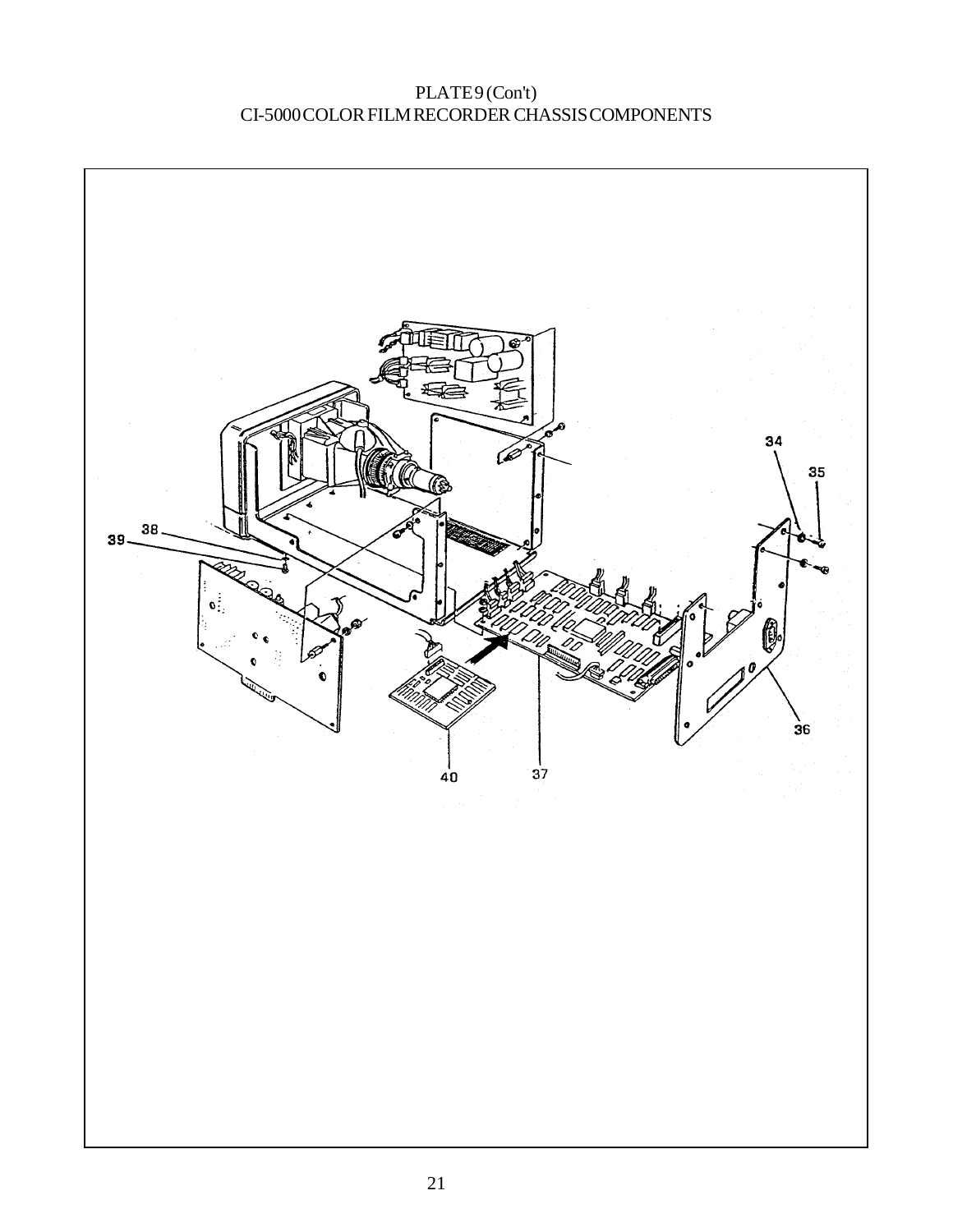PLATE 9 (Con't)
CI-5000 COLOR FILM RECORDER CHASSIS COMPONENTS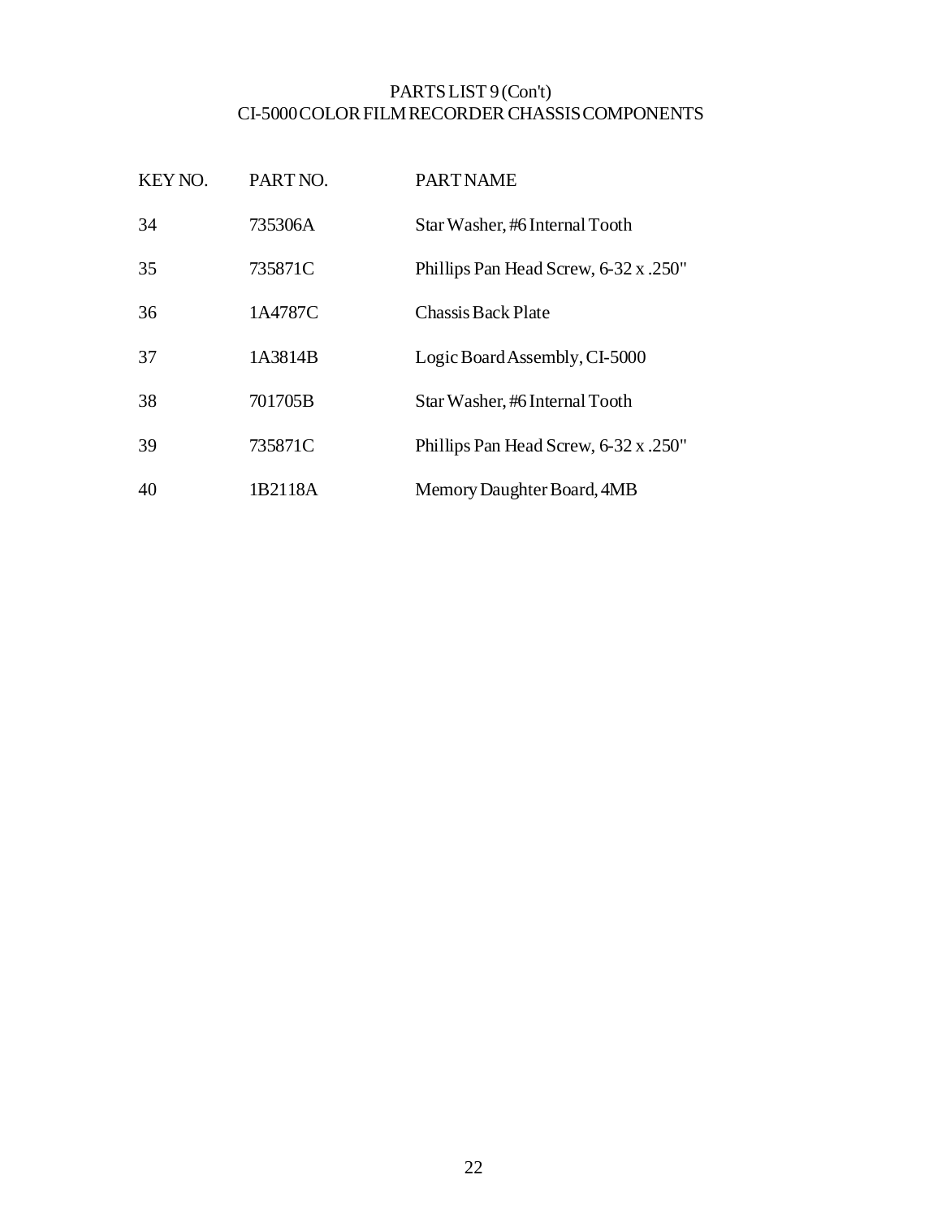## PARTS LIST 9 (Con't)
## CI-5000 COLOR FILM RECORDER CHASSIS COMPONENTS

| KEY NO. | PART NO. | PART NAME |
|---|---|---|
| 34 | 735306A | Star Washer, #6 Internal Tooth |
| 35 | 735871C | Phillips Pan Head Screw, 6-32 x .250" |
| 36 | 1A4787C | Chassis Back Plate |
| 37 | 1A3814B | Logic Board Assembly, CI-5000 |
| 38 | 701705B | Star Washer, #6 Internal Tooth |
| 39 | 735871C | Phillips Pan Head Screw, 6-32 x .250" |
| 40 | 1B2118A | Memory Daughter Board, 4MB |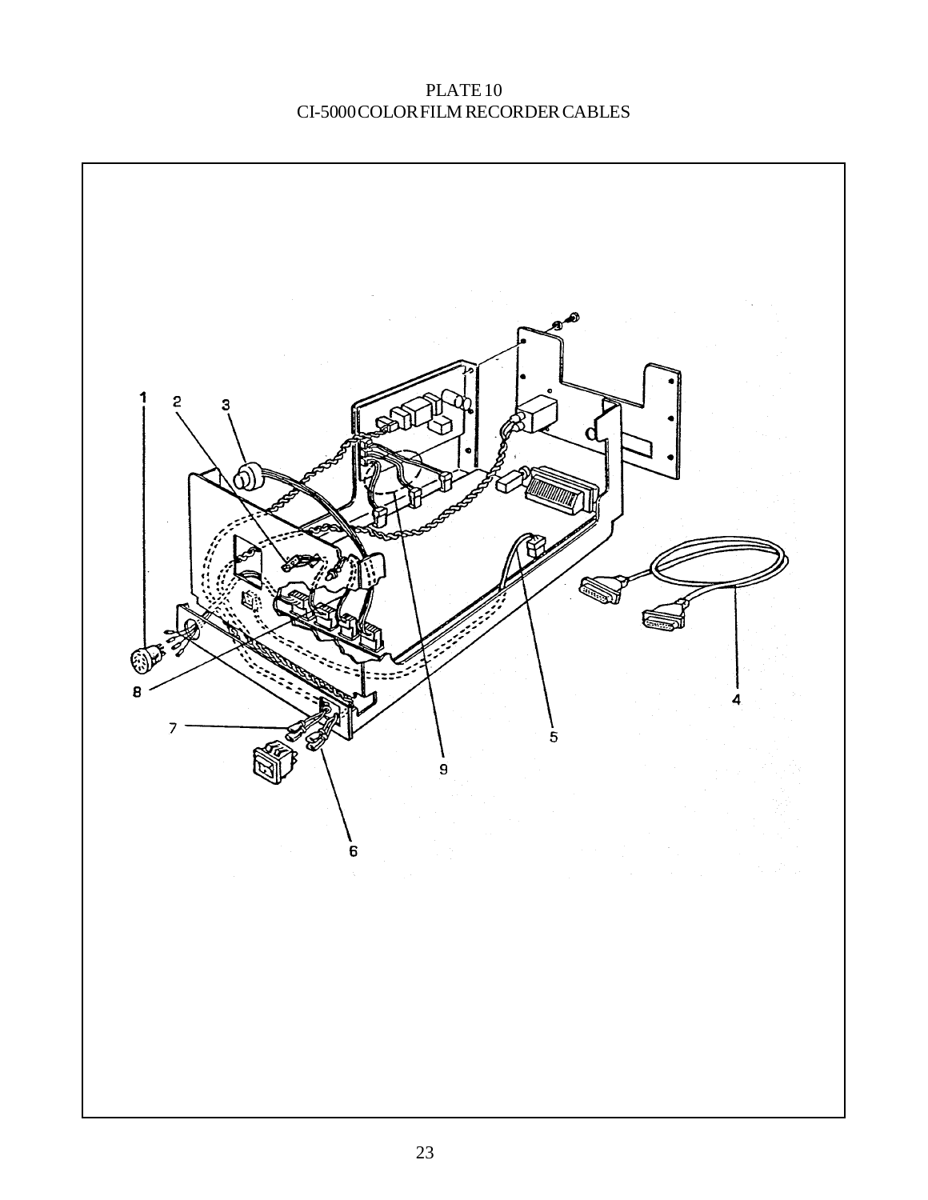# PLATE 10
## CI-5000 COLOR FILM RECORDER CABLES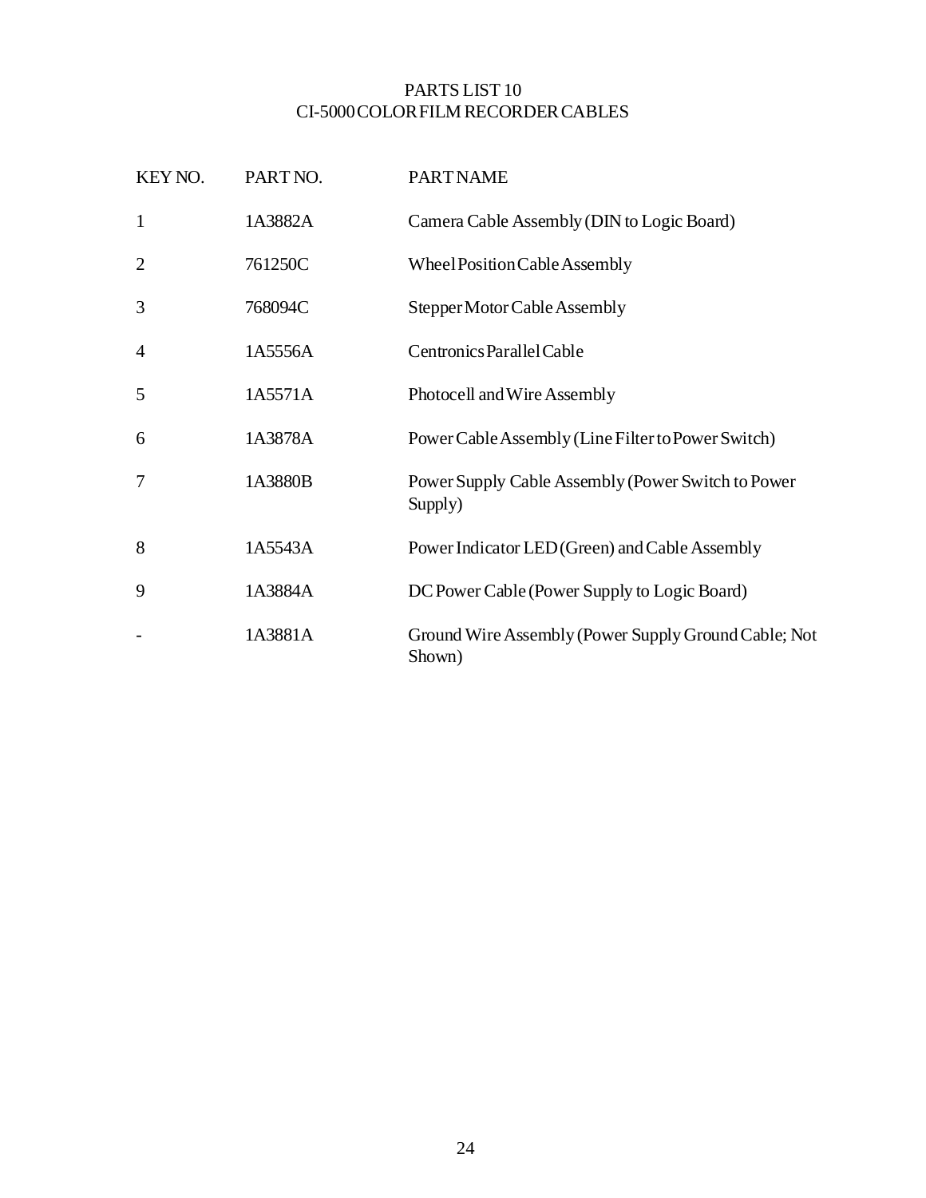# PARTS LIST 10
# CI-5000 COLOR FILM RECORDER CABLES

| KEY NO. | PART NO. | PART NAME |
| --- | --- | --- |
| 1 | 1A3882A | Camera Cable Assembly (DIN to Logic Board) |
| 2 | 761250C | Wheel Position Cable Assembly |
| 3 | 768094C | Stepper Motor Cable Assembly |
| 4 | 1A5556A | Centronics Parallel Cable |
| 5 | 1A5571A | Photocell and Wire Assembly |
| 6 | 1A3878A | Power Cable Assembly (Line Filter to Power Switch) |
| 7 | 1A3880B | Power Supply Cable Assembly (Power Switch to Power Supply) |
| 8 | 1A5543A | Power Indicator LED (Green) and Cable Assembly |
| 9 | 1A3884A | DC Power Cable (Power Supply to Logic Board) |
| - | 1A3881A | Ground Wire Assembly (Power Supply Ground Cable; Not Shown) |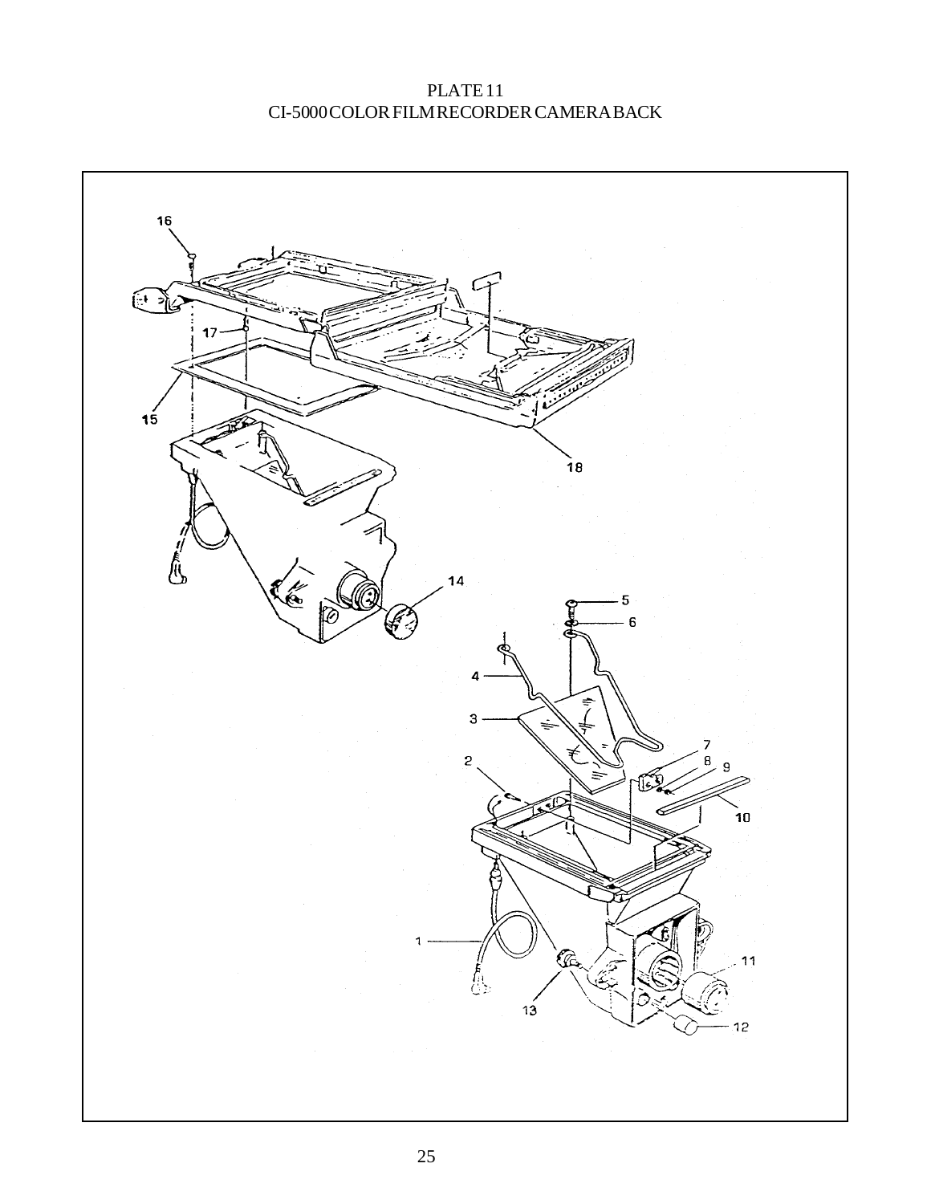# PLATE 11
## CI-5000 COLOR FILM RECORDER CAMERA BACK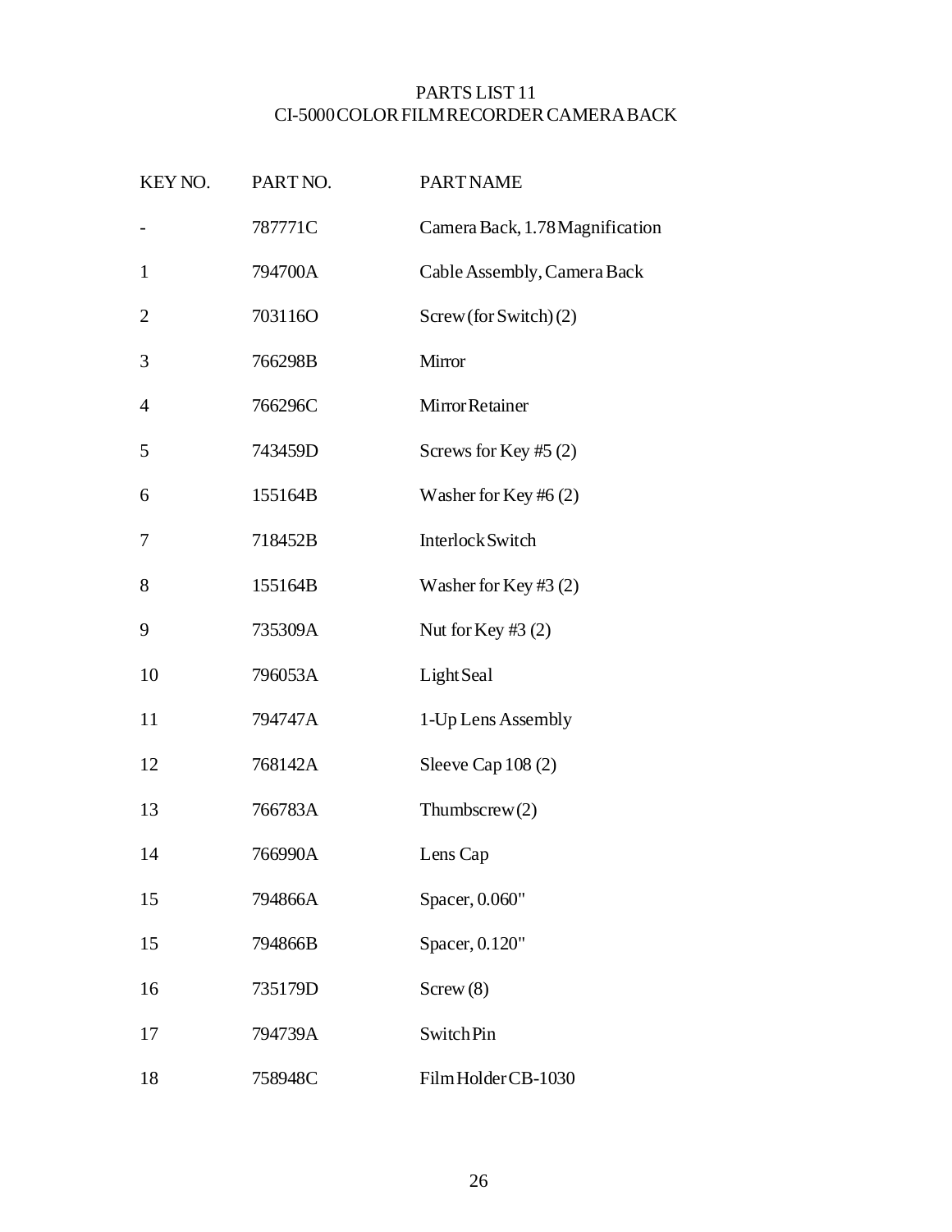# PARTS LIST 11
## CI-5000 COLOR FILM RECORDER CAMERA BACK

| KEY NO. | PART NO. | PART NAME |
|---|---|---|
| - | 787771C | Camera Back, 1.78 Magnification |
| 1 | 794700A | Cable Assembly, Camera Back |
| 2 | 703116O | Screw (for Switch) (2) |
| 3 | 766298B | Mirror |
| 4 | 766296C | Mirror Retainer |
| 5 | 743459D | Screws for Key #5 (2) |
| 6 | 155164B | Washer for Key #6 (2) |
| 7 | 718452B | Interlock Switch |
| 8 | 155164B | Washer for Key #3 (2) |
| 9 | 735309A | Nut for Key #3 (2) |
| 10 | 796053A | Light Seal |
| 11 | 794747A | 1-Up Lens Assembly |
| 12 | 768142A | Sleeve Cap 108 (2) |
| 13 | 766783A | Thumbscrew (2) |
| 14 | 766990A | Lens Cap |
| 15 | 794866A | Spacer, 0.060" |
| 15 | 794866B | Spacer, 0.120" |
| 16 | 735179D | Screw (8) |
| 17 | 794739A | Switch Pin |
| 18 | 758948C | Film Holder CB-1030 |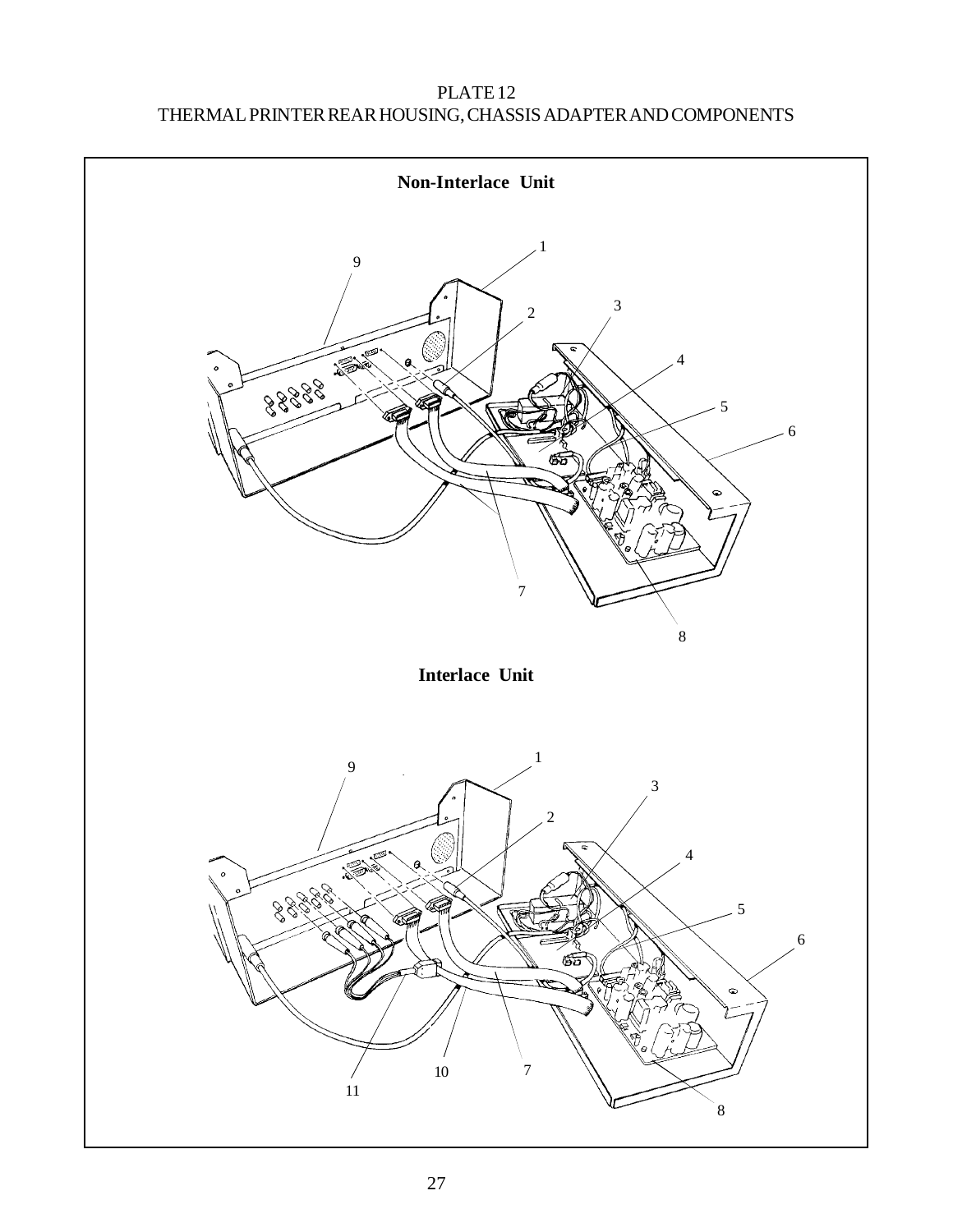PLATE 12

THERMAL PRINTER REAR HOUSING, CHASSIS ADAPTER AND COMPONENTS

**Non-Interlace Unit**

1 2 3 4 5 6 7 8 9

**Interlace Unit**

1 2 3 4 5 6 7 8 9 10 11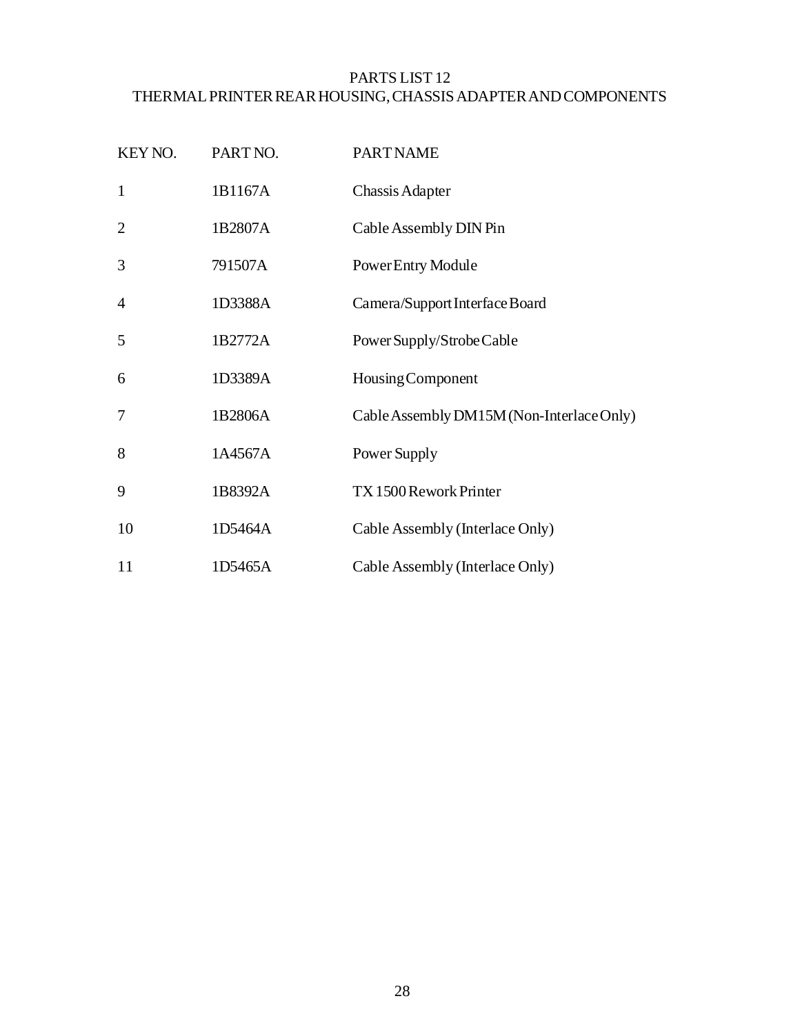# PARTS LIST 12
## THERMAL PRINTER REAR HOUSING, CHASSIS ADAPTER AND COMPONENTS

| KEY NO. | PART NO. | PART NAME |
|---|---|---|
| 1 | 1B1167A | Chassis Adapter |
| 2 | 1B2807A | Cable Assembly DIN Pin |
| 3 | 791507A | Power Entry Module |
| 4 | 1D3388A | Camera/Support Interface Board |
| 5 | 1B2772A | Power Supply/Strobe Cable |
| 6 | 1D3389A | Housing Component |
| 7 | 1B2806A | Cable Assembly DM15M (Non-Interlace Only) |
| 8 | 1A4567A | Power Supply |
| 9 | 1B8392A | TX 1500 Rework Printer |
| 10 | 1D5464A | Cable Assembly (Interlace Only) |
| 11 | 1D5465A | Cable Assembly (Interlace Only) |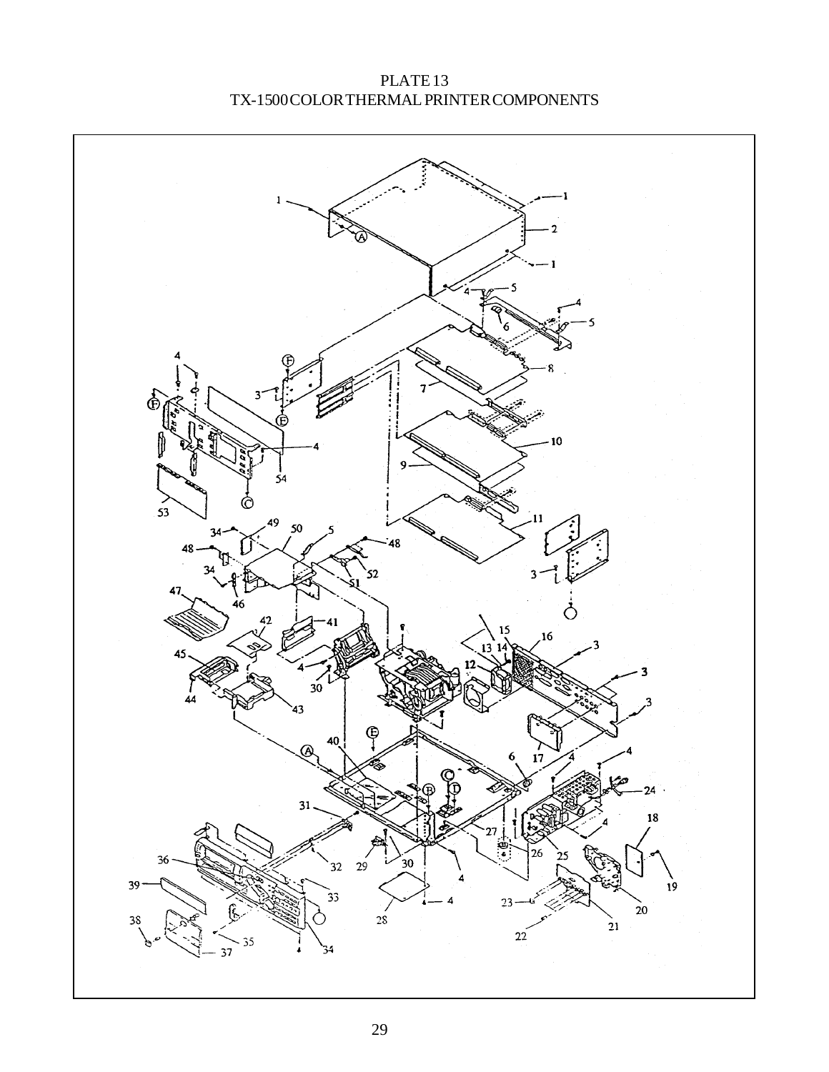# PLATE 13
## TX-1500 COLOR THERMAL PRINTER COMPONENTS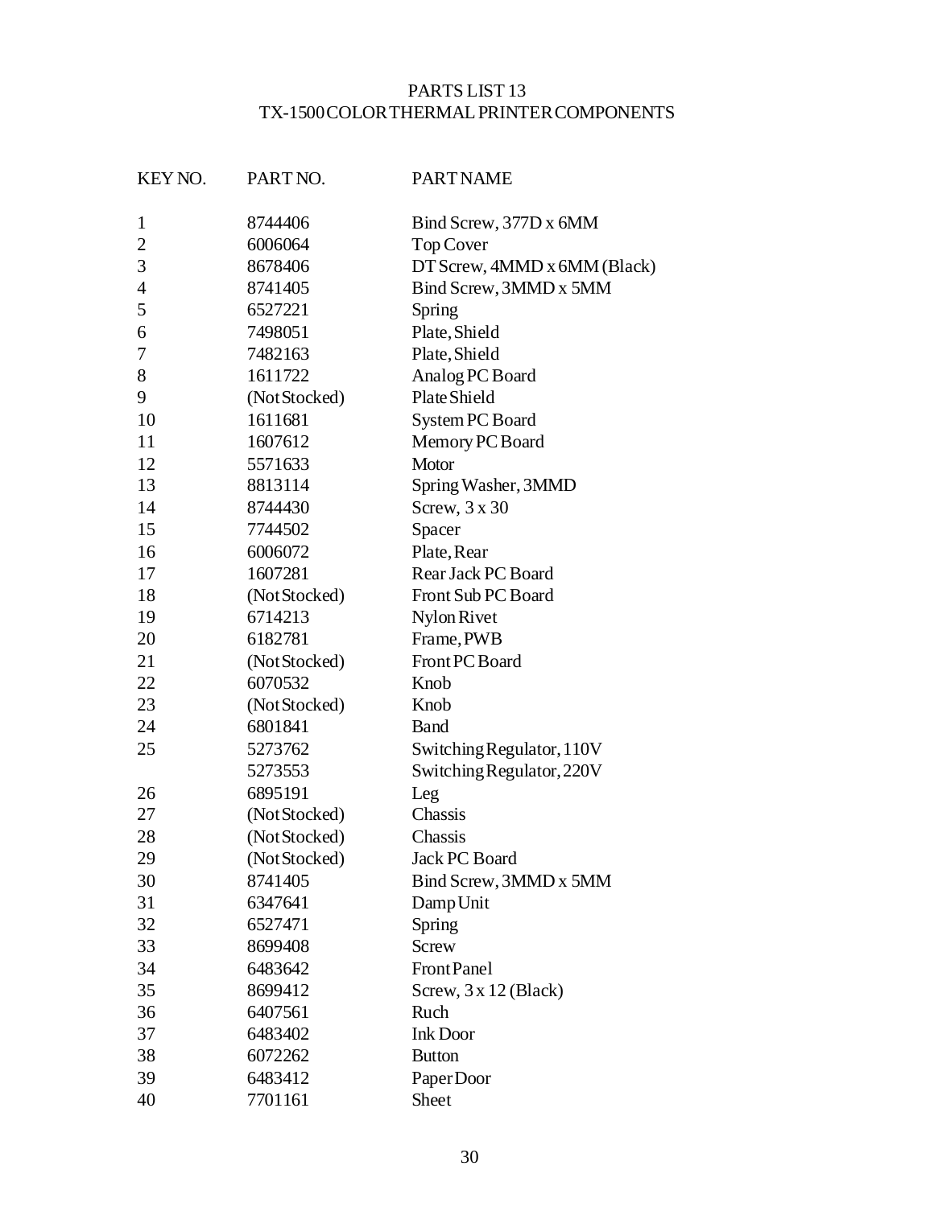# PARTS LIST 13
## TX-1500 COLOR THERMAL PRINTER COMPONENTS

| KEY NO. | PART NO. | PART NAME |
| --- | --- | --- |
| 1 | 8744406 | Bind Screw, 377D x 6MM |
| 2 | 6006064 | Top Cover |
| 3 | 8678406 | DT Screw, 4MMD x 6MM (Black) |
| 4 | 8741405 | Bind Screw, 3MMD x 5MM |
| 5 | 6527221 | Spring |
| 6 | 7498051 | Plate, Shield |
| 7 | 7482163 | Plate, Shield |
| 8 | 1611722 | Analog PC Board |
| 9 | (Not Stocked) | Plate Shield |
| 10 | 1611681 | System PC Board |
| 11 | 1607612 | Memory PC Board |
| 12 | 5571633 | Motor |
| 13 | 8813114 | Spring Washer, 3MMD |
| 14 | 8744430 | Screw, 3 x 30 |
| 15 | 7744502 | Spacer |
| 16 | 6006072 | Plate, Rear |
| 17 | 1607281 | Rear Jack PC Board |
| 18 | (Not Stocked) | Front Sub PC Board |
| 19 | 6714213 | Nylon Rivet |
| 20 | 6182781 | Frame, PWB |
| 21 | (Not Stocked) | Front PC Board |
| 22 | 6070532 | Knob |
| 23 | (Not Stocked) | Knob |
| 24 | 6801841 | Band |
| 25 | 5273762 | Switching Regulator, 110V |
| | 5273553 | Switching Regulator, 220V |
| 26 | 6895191 | Leg |
| 27 | (Not Stocked) | Chassis |
| 28 | (Not Stocked) | Chassis |
| 29 | (Not Stocked) | Jack PC Board |
| 30 | 8741405 | Bind Screw, 3MMD x 5MM |
| 31 | 6347641 | Damp Unit |
| 32 | 6527471 | Spring |
| 33 | 8699408 | Screw |
| 34 | 6483642 | Front Panel |
| 35 | 8699412 | Screw, 3 x 12 (Black) |
| 36 | 6407561 | Ruch |
| 37 | 6483402 | Ink Door |
| 38 | 6072262 | Button |
| 39 | 6483412 | Paper Door |
| 40 | 7701161 | Sheet |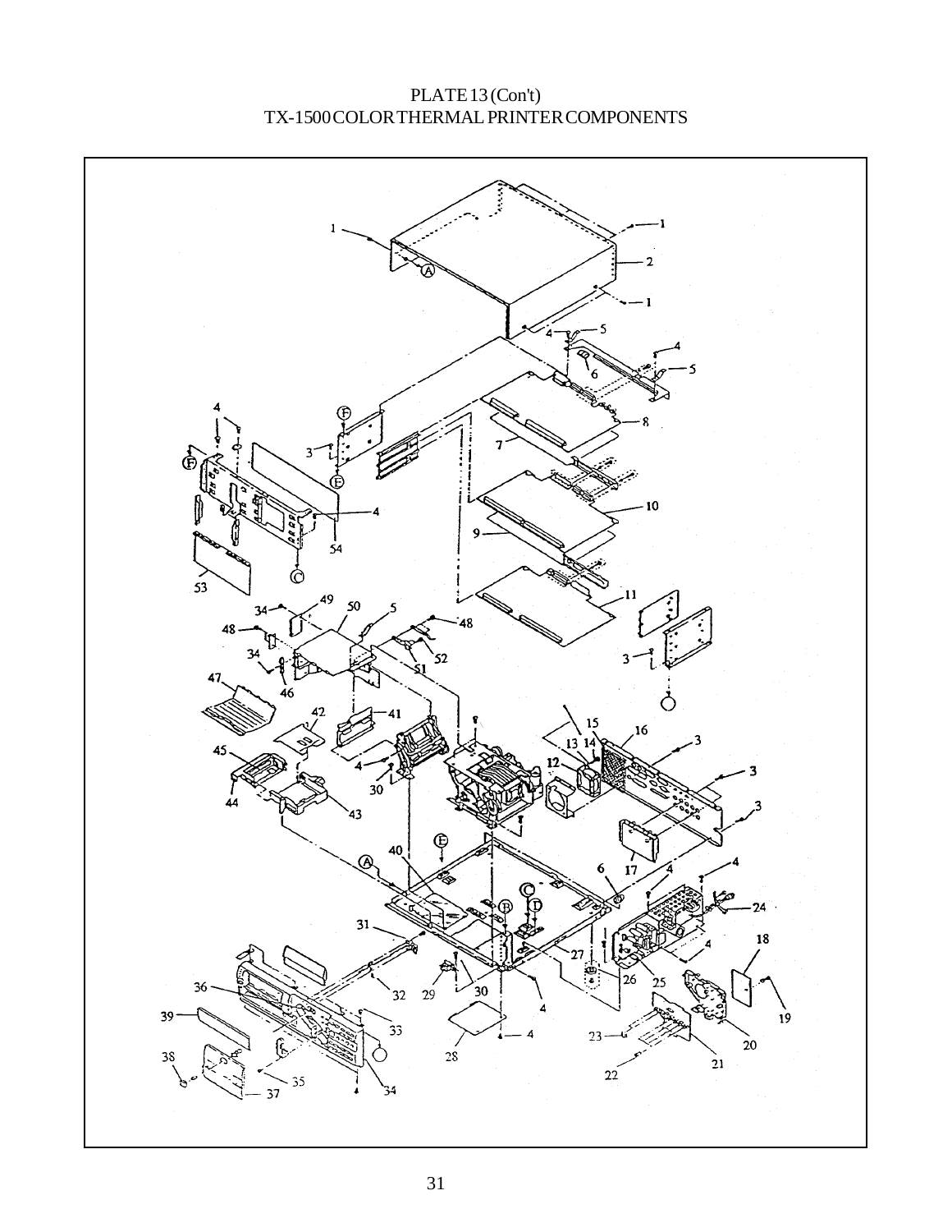PLATE 13 (Con't)

TX-1500 COLOR THERMAL PRINTER COMPONENTS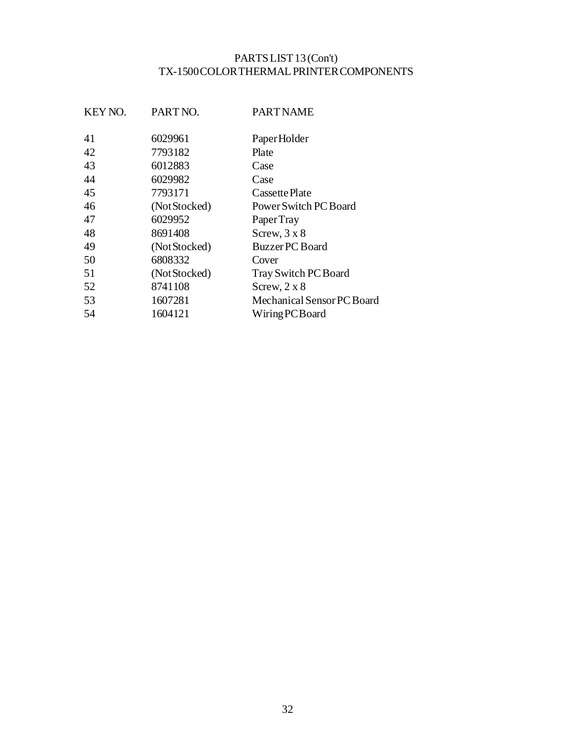# PARTS LIST 13 (Con't)
## TX-1500 COLOR THERMAL PRINTER COMPONENTS

| KEY NO. | PART NO. | PART NAME |
|---|---|---|
| 41 | 6029961 | Paper Holder |
| 42 | 7793182 | Plate |
| 43 | 6012883 | Case |
| 44 | 6029982 | Case |
| 45 | 7793171 | Cassette Plate |
| 46 | (Not Stocked) | Power Switch PC Board |
| 47 | 6029952 | Paper Tray |
| 48 | 8691408 | Screw, 3 x 8 |
| 49 | (Not Stocked) | Buzzer PC Board |
| 50 | 6808332 | Cover |
| 51 | (Not Stocked) | Tray Switch PC Board |
| 52 | 8741108 | Screw, 2 x 8 |
| 53 | 1607281 | Mechanical Sensor PC Board |
| 54 | 1604121 | Wiring PC Board |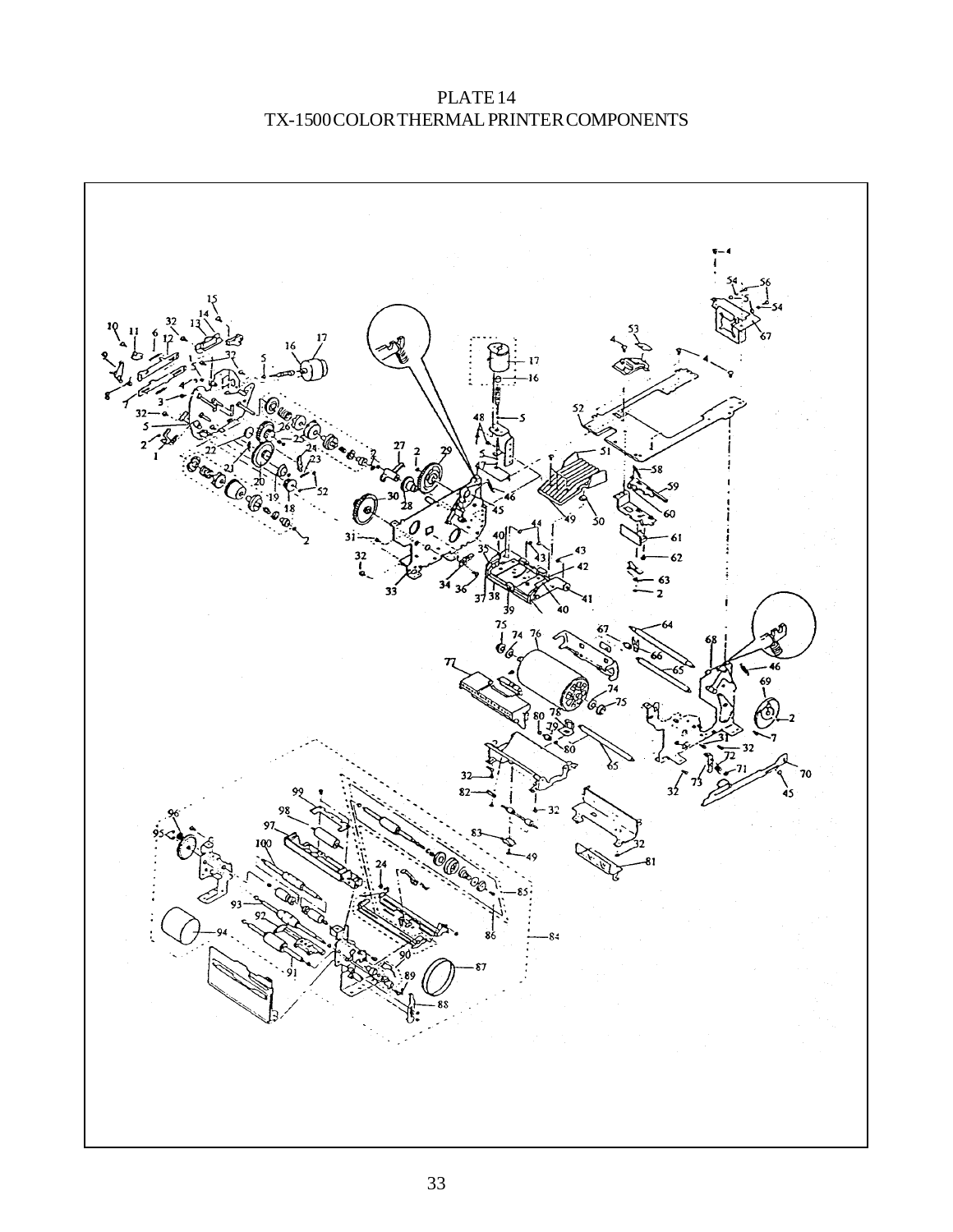PLATE 14
TX-1500 COLOR THERMAL PRINTER COMPONENTS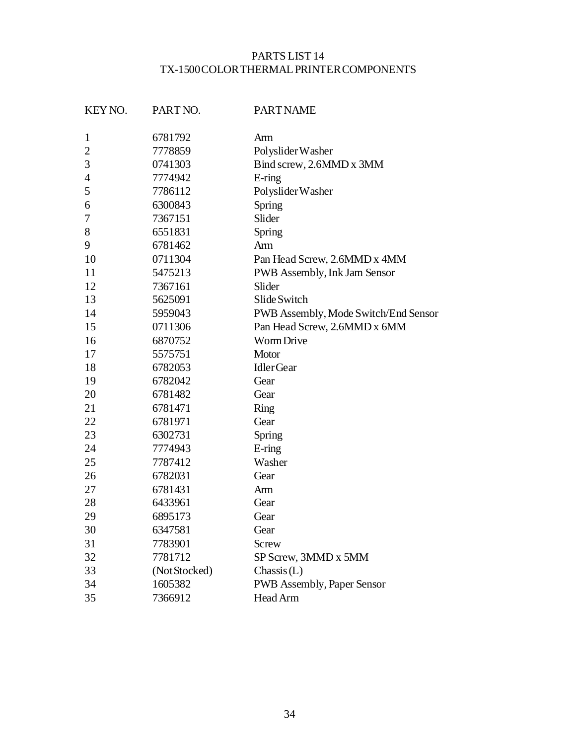# PARTS LIST 14
## TX-1500 COLOR THERMAL PRINTER COMPONENTS

| KEY NO. | PART NO. | PART NAME |
|---|---|---|
| 1 | 6781792 | Arm |
| 2 | 7778859 | Polyslider Washer |
| 3 | 0741303 | Bind screw, 2.6MMD x 3MM |
| 4 | 7774942 | E-ring |
| 5 | 7786112 | Polyslider Washer |
| 6 | 6300843 | Spring |
| 7 | 7367151 | Slider |
| 8 | 6551831 | Spring |
| 9 | 6781462 | Arm |
| 10 | 0711304 | Pan Head Screw, 2.6MMD x 4MM |
| 11 | 5475213 | PWB Assembly, Ink Jam Sensor |
| 12 | 7367161 | Slider |
| 13 | 5625091 | Slide Switch |
| 14 | 5959043 | PWB Assembly, Mode Switch/End Sensor |
| 15 | 0711306 | Pan Head Screw, 2.6MMD x 6MM |
| 16 | 6870752 | Worm Drive |
| 17 | 5575751 | Motor |
| 18 | 6782053 | Idler Gear |
| 19 | 6782042 | Gear |
| 20 | 6781482 | Gear |
| 21 | 6781471 | Ring |
| 22 | 6781971 | Gear |
| 23 | 6302731 | Spring |
| 24 | 7774943 | E-ring |
| 25 | 7787412 | Washer |
| 26 | 6782031 | Gear |
| 27 | 6781431 | Arm |
| 28 | 6433961 | Gear |
| 29 | 6895173 | Gear |
| 30 | 6347581 | Gear |
| 31 | 7783901 | Screw |
| 32 | 7781712 | SP Screw, 3MMD x 5MM |
| 33 | (Not Stocked) | Chassis (L) |
| 34 | 1605382 | PWB Assembly, Paper Sensor |
| 35 | 7366912 | Head Arm |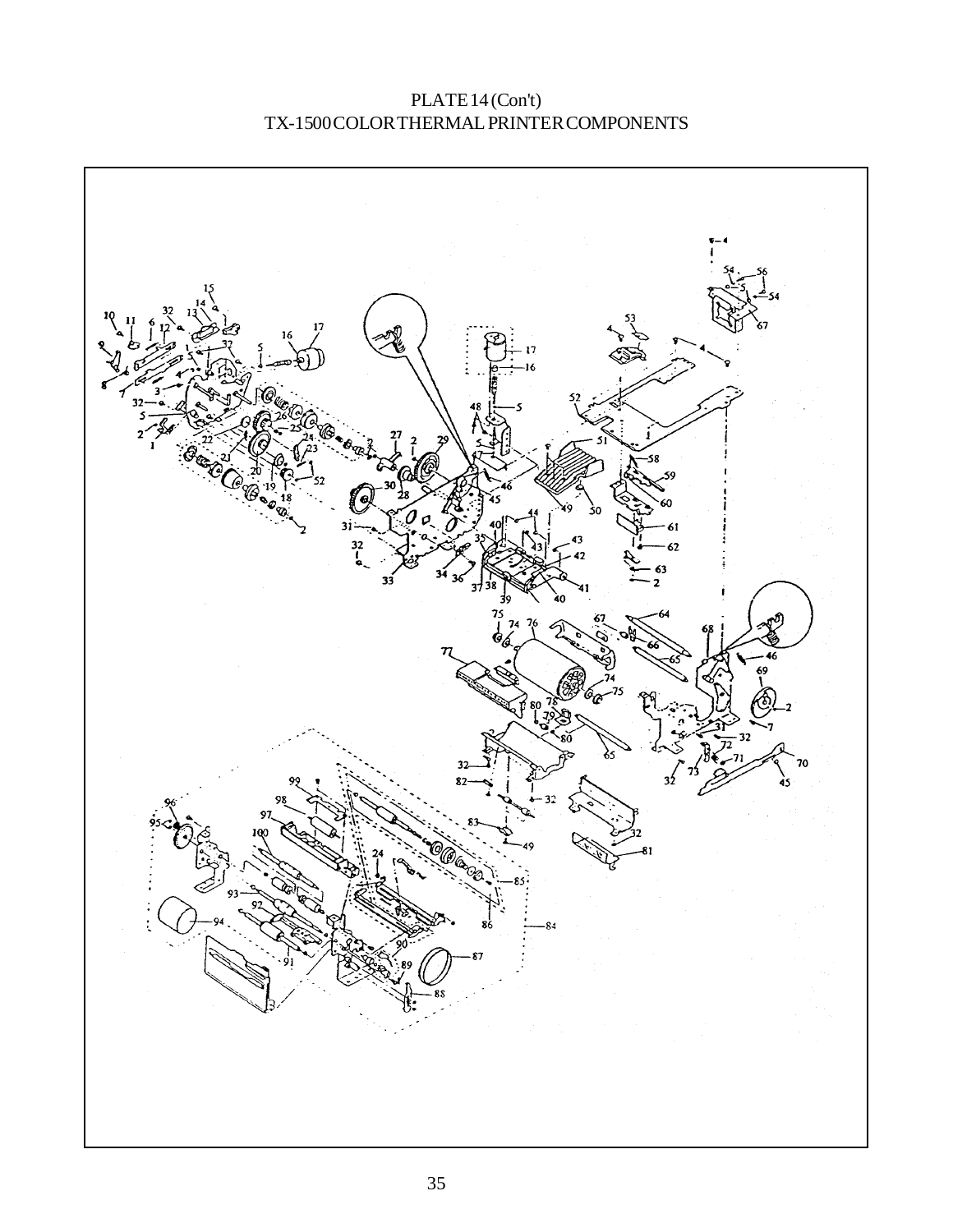PLATE 14 (Con't)
TX-1500 COLOR THERMAL PRINTER COMPONENTS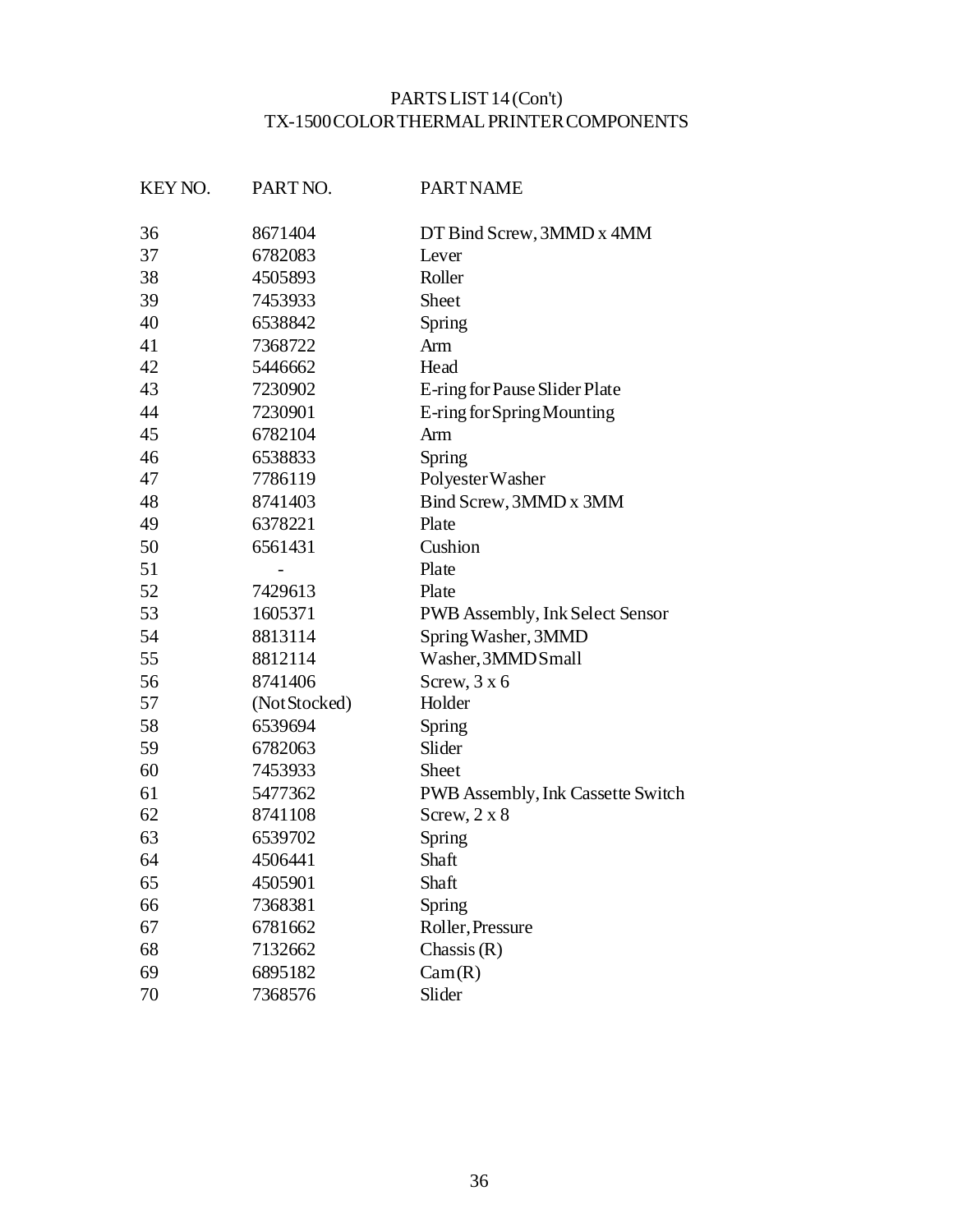# PARTS LIST 14 (Con't)
## TX-1500 COLOR THERMAL PRINTER COMPONENTS

| KEY NO. | PART NO. | PART NAME |
|---|---|---|
| 36 | 8671404 | DT Bind Screw, 3MMD x 4MM |
| 37 | 6782083 | Lever |
| 38 | 4505893 | Roller |
| 39 | 7453933 | Sheet |
| 40 | 6538842 | Spring |
| 41 | 7368722 | Arm |
| 42 | 5446662 | Head |
| 43 | 7230902 | E-ring for Pause Slider Plate |
| 44 | 7230901 | E-ring for Spring Mounting |
| 45 | 6782104 | Arm |
| 46 | 6538833 | Spring |
| 47 | 7786119 | Polyester Washer |
| 48 | 8741403 | Bind Screw, 3MMD x 3MM |
| 49 | 6378221 | Plate |
| 50 | 6561431 | Cushion |
| 51 | - | Plate |
| 52 | 7429613 | Plate |
| 53 | 1605371 | PWB Assembly, Ink Select Sensor |
| 54 | 8813114 | Spring Washer, 3MMD |
| 55 | 8812114 | Washer, 3MMD Small |
| 56 | 8741406 | Screw, 3 x 6 |
| 57 | (Not Stocked) | Holder |
| 58 | 6539694 | Spring |
| 59 | 6782063 | Slider |
| 60 | 7453933 | Sheet |
| 61 | 5477362 | PWB Assembly, Ink Cassette Switch |
| 62 | 8741108 | Screw, 2 x 8 |
| 63 | 6539702 | Spring |
| 64 | 4506441 | Shaft |
| 65 | 4505901 | Shaft |
| 66 | 7368381 | Spring |
| 67 | 6781662 | Roller, Pressure |
| 68 | 7132662 | Chassis (R) |
| 69 | 6895182 | Cam (R) |
| 70 | 7368576 | Slider |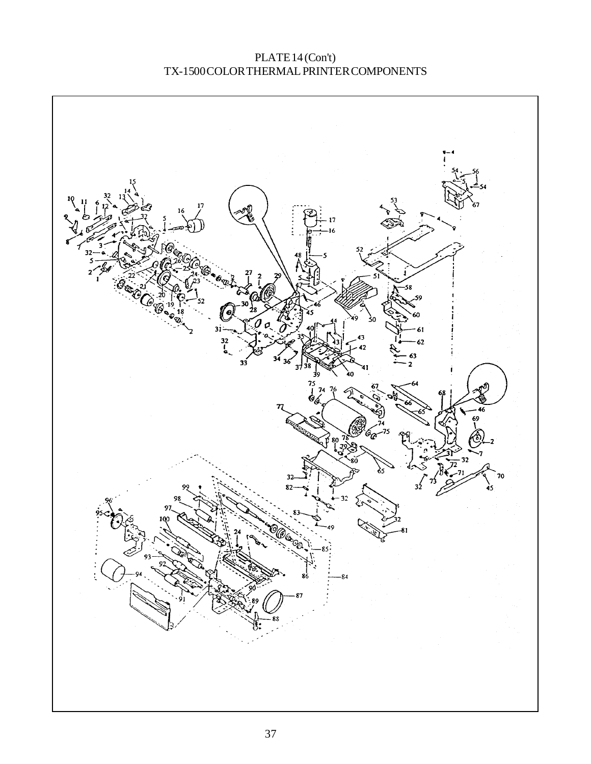# PLATE 14 (Con't)
## TX-1500 COLOR THERMAL PRINTER COMPONENTS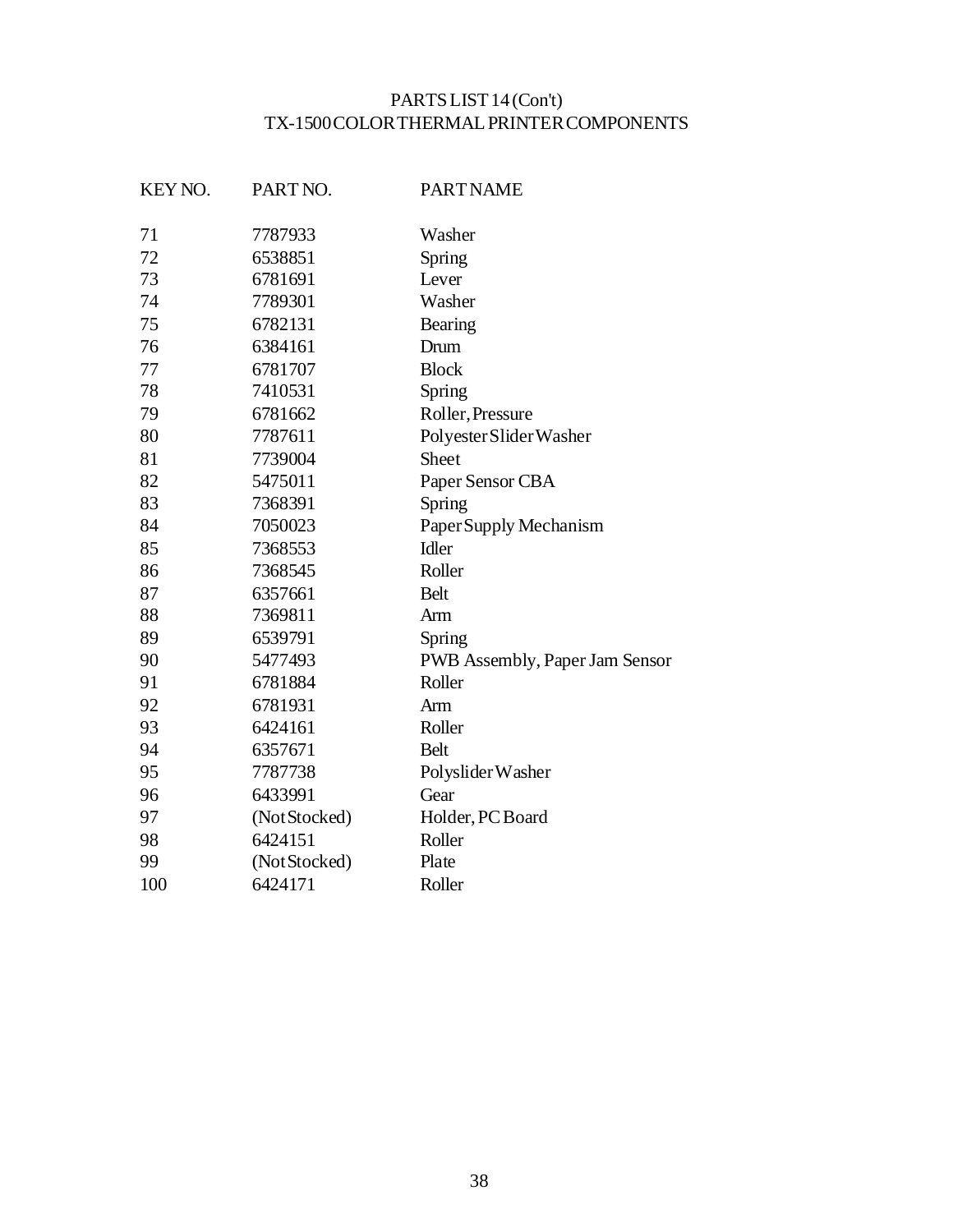# PARTS LIST 14 (Con't)
## TX-1500 COLOR THERMAL PRINTER COMPONENTS

| KEY NO. | PART NO. | PART NAME |
|---|---|---|
| 71 | 7787933 | Washer |
| 72 | 6538851 | Spring |
| 73 | 6781691 | Lever |
| 74 | 7789301 | Washer |
| 75 | 6782131 | Bearing |
| 76 | 6384161 | Drum |
| 77 | 6781707 | Block |
| 78 | 7410531 | Spring |
| 79 | 6781662 | Roller, Pressure |
| 80 | 7787611 | Polyester Slider Washer |
| 81 | 7739004 | Sheet |
| 82 | 5475011 | Paper Sensor CBA |
| 83 | 7368391 | Spring |
| 84 | 7050023 | Paper Supply Mechanism |
| 85 | 7368553 | Idler |
| 86 | 7368545 | Roller |
| 87 | 6357661 | Belt |
| 88 | 7369811 | Arm |
| 89 | 6539791 | Spring |
| 90 | 5477493 | PWB Assembly, Paper Jam Sensor |
| 91 | 6781884 | Roller |
| 92 | 6781931 | Arm |
| 93 | 6424161 | Roller |
| 94 | 6357671 | Belt |
| 95 | 7787738 | Polyslider Washer |
| 96 | 6433991 | Gear |
| 97 | (Not Stocked) | Holder, PC Board |
| 98 | 6424151 | Roller |
| 99 | (Not Stocked) | Plate |
| 100 | 6424171 | Roller |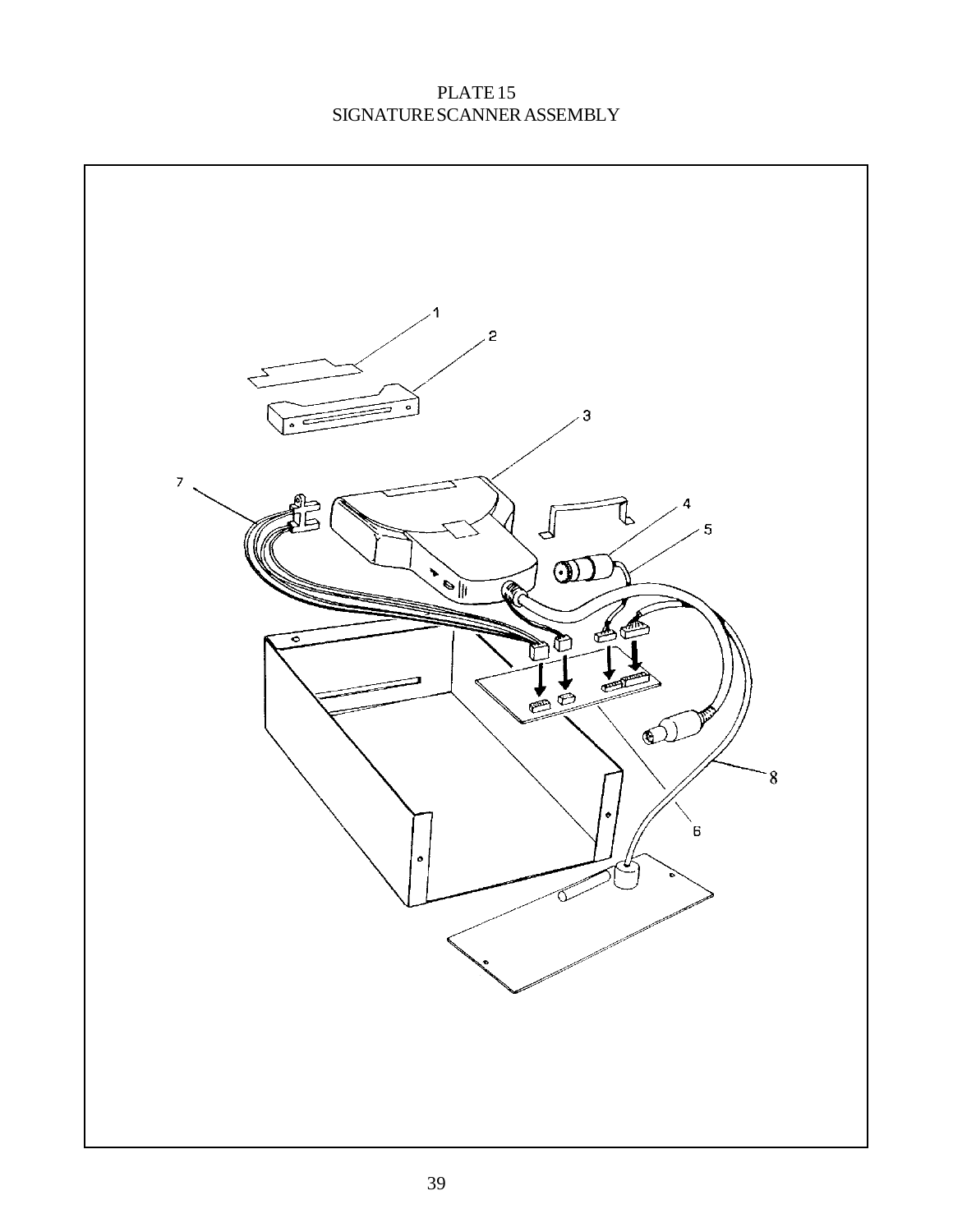# PLATE 15
## SIGNATURE SCANNER ASSEMBLY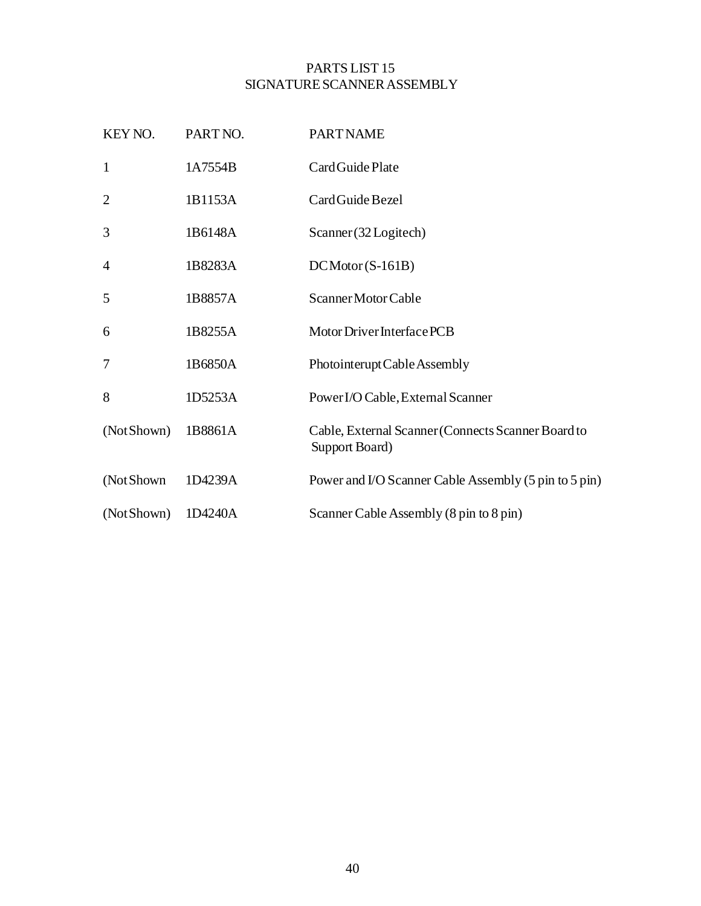# PARTS LIST 15
## SIGNATURE SCANNER ASSEMBLY

| KEY NO. | PART NO. | PART NAME |
|---|---|---|
| 1 | 1A7554B | Card Guide Plate |
| 2 | 1B1153A | Card Guide Bezel |
| 3 | 1B6148A | Scanner (32 Logitech) |
| 4 | 1B8283A | DC Motor (S-161B) |
| 5 | 1B8857A | Scanner Motor Cable |
| 6 | 1B8255A | Motor Driver Interface PCB |
| 7 | 1B6850A | Photointerupt Cable Assembly |
| 8 | 1D5253A | Power I/O Cable, External Scanner |
| (Not Shown) | 1B8861A | Cable, External Scanner (Connects Scanner Board to Support Board) |
| (Not Shown | 1D4239A | Power and I/O Scanner Cable Assembly (5 pin to 5 pin) |
| (Not Shown) | 1D4240A | Scanner Cable Assembly (8 pin to 8 pin) |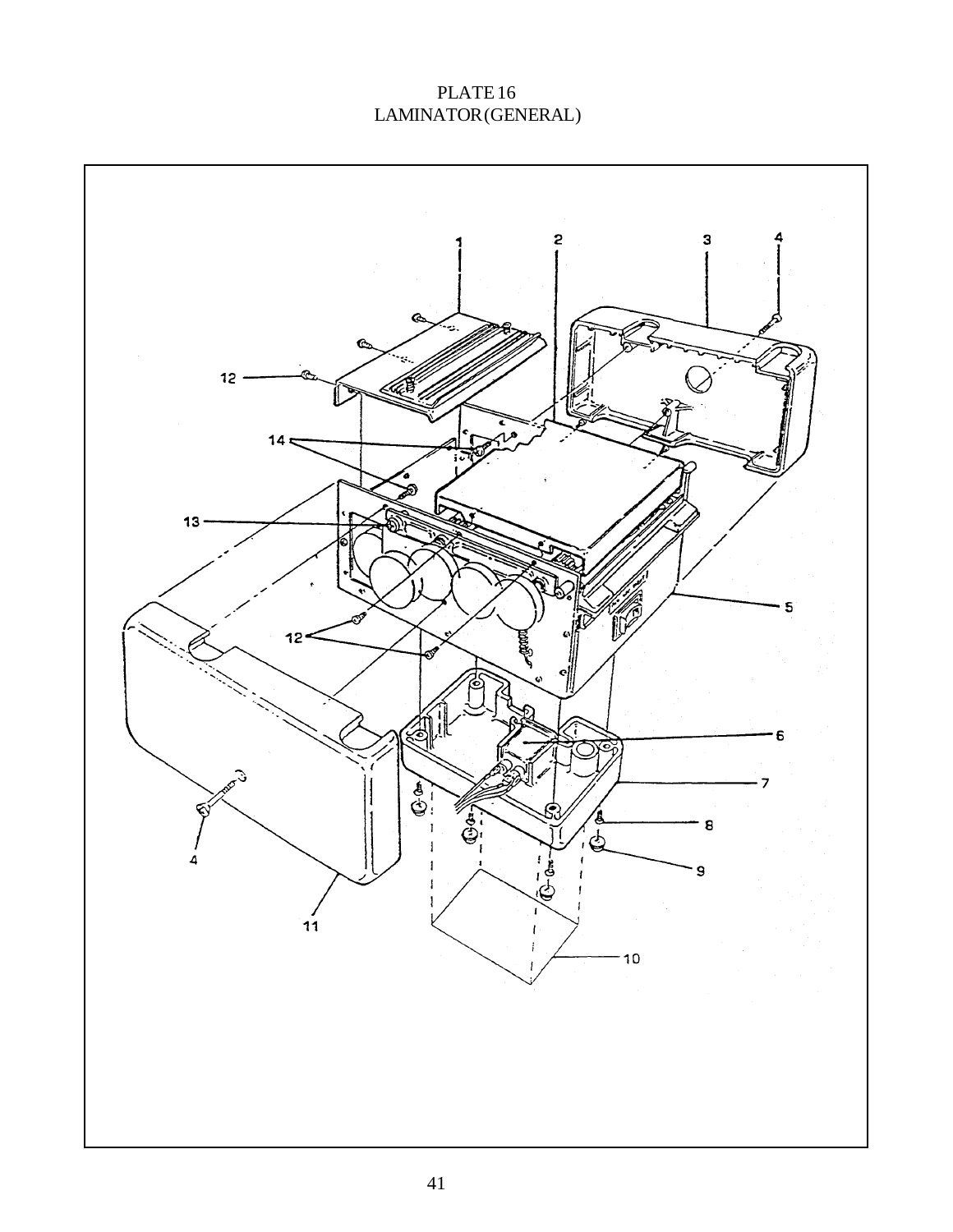# PLATE 16
## LAMINATOR (GENERAL)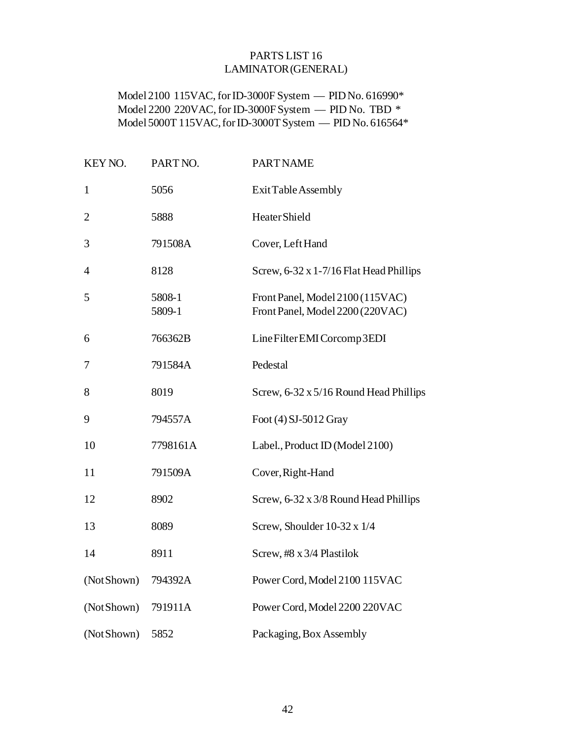# PARTS LIST 16
## LAMINATOR (GENERAL)

Model 2100 115VAC, for ID-3000F System — PID No. 616990*
Model 2200 220VAC, for ID-3000F System — PID No. TBD *
Model 5000T 115VAC, for ID-3000T System — PID No. 616564*

| KEY NO. | PART NO. | PART NAME |
|---|---|---|
| 1 | 5056 | Exit Table Assembly |
| 2 | 5888 | Heater Shield |
| 3 | 791508A | Cover, Left Hand |
| 4 | 8128 | Screw, 6-32 x 1-7/16 Flat Head Phillips |
| 5 | 5808-1<br>5809-1 | Front Panel, Model 2100 (115VAC)<br>Front Panel, Model 2200 (220VAC) |
| 6 | 766362B | Line Filter EMI Corcomp 3EDI |
| 7 | 791584A | Pedestal |
| 8 | 8019 | Screw, 6-32 x 5/16 Round Head Phillips |
| 9 | 794557A | Foot (4) SJ-5012 Gray |
| 10 | 7798161A | Label., Product ID (Model 2100) |
| 11 | 791509A | Cover, Right-Hand |
| 12 | 8902 | Screw, 6-32 x 3/8 Round Head Phillips |
| 13 | 8089 | Screw, Shoulder 10-32 x 1/4 |
| 14 | 8911 | Screw, #8 x 3/4 Plastilok |
| (Not Shown) | 794392A | Power Cord, Model 2100 115VAC |
| (Not Shown) | 791911A | Power Cord, Model 2200 220VAC |
| (Not Shown) | 5852 | Packaging, Box Assembly |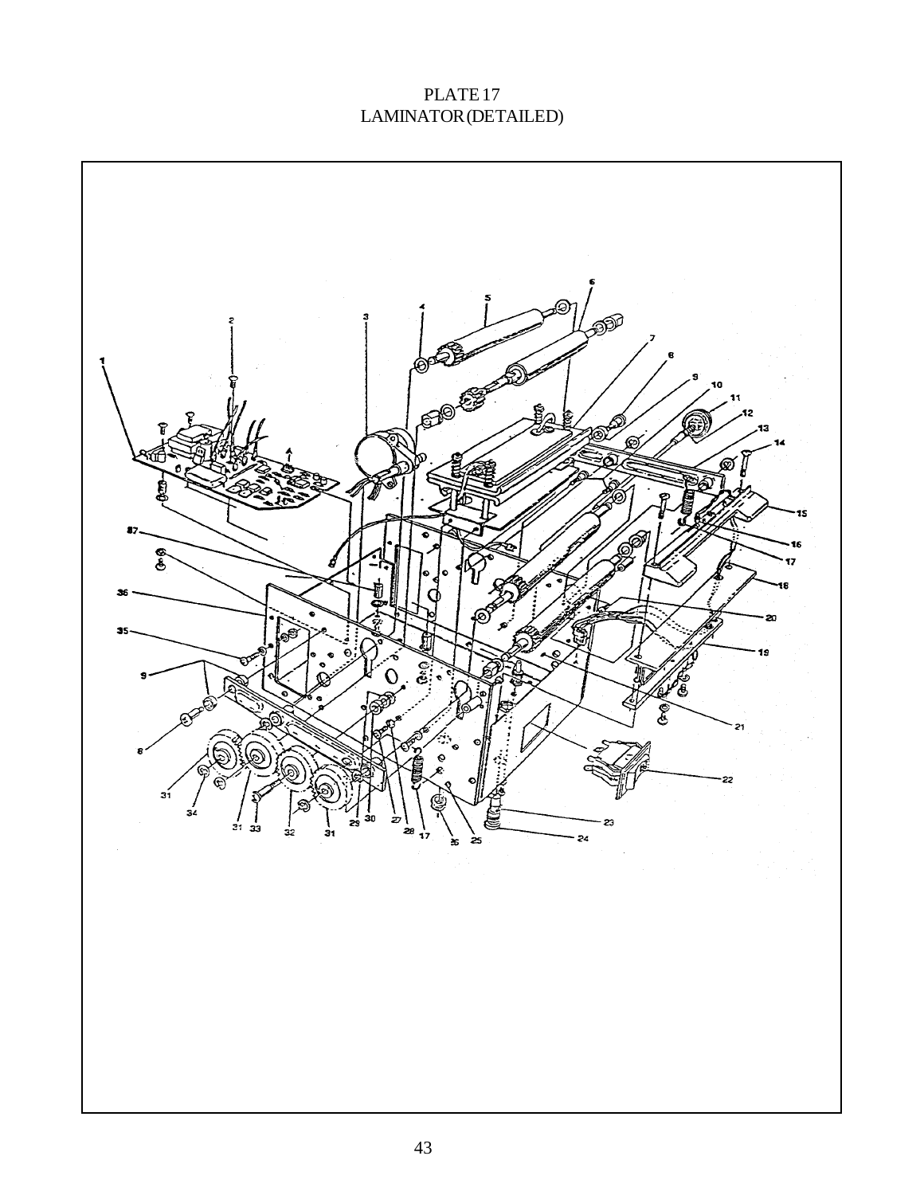# PLATE 17
# LAMINATOR (DETAILED)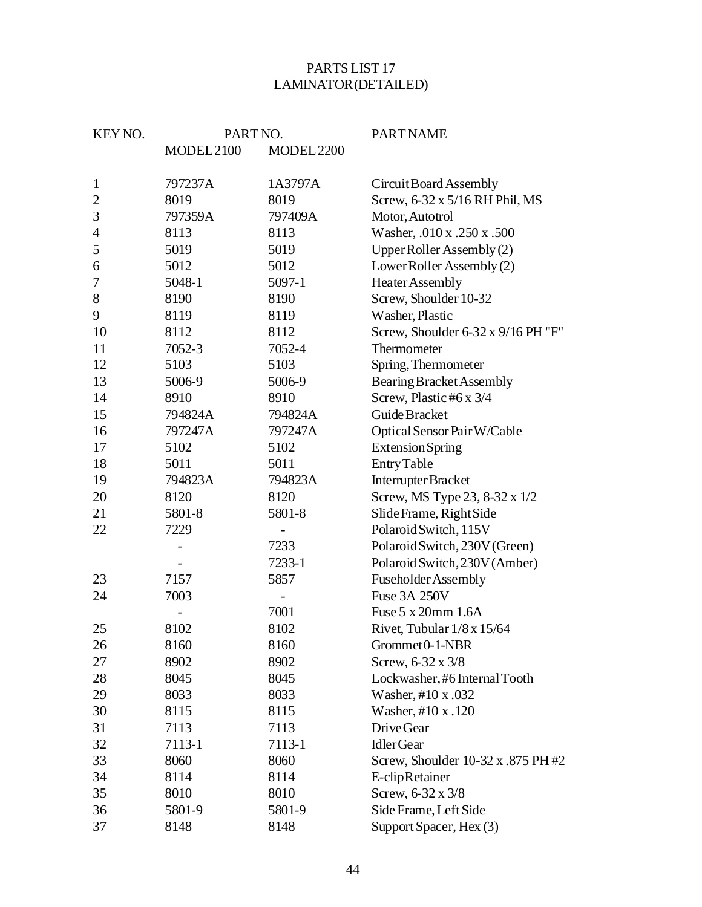# PARTS LIST 17
## LAMINATOR (DETAILED)

| KEY NO. | PART NO. | | PART NAME |
|---|---|---|---|
| | MODEL 2100 | MODEL 2200 | |
| 1 | 797237A | 1A3797A | Circuit Board Assembly |
| 2 | 8019 | 8019 | Screw, 6-32 x 5/16 RH Phil, MS |
| 3 | 797359A | 797409A | Motor, Autotrol |
| 4 | 8113 | 8113 | Washer, .010 x .250 x .500 |
| 5 | 5019 | 5019 | Upper Roller Assembly (2) |
| 6 | 5012 | 5012 | Lower Roller Assembly (2) |
| 7 | 5048-1 | 5097-1 | Heater Assembly |
| 8 | 8190 | 8190 | Screw, Shoulder 10-32 |
| 9 | 8119 | 8119 | Washer, Plastic |
| 10 | 8112 | 8112 | Screw, Shoulder 6-32 x 9/16 PH "F" |
| 11 | 7052-3 | 7052-4 | Thermometer |
| 12 | 5103 | 5103 | Spring, Thermometer |
| 13 | 5006-9 | 5006-9 | Bearing Bracket Assembly |
| 14 | 8910 | 8910 | Screw, Plastic #6 x 3/4 |
| 15 | 794824A | 794824A | Guide Bracket |
| 16 | 797247A | 797247A | Optical Sensor Pair W/Cable |
| 17 | 5102 | 5102 | Extension Spring |
| 18 | 5011 | 5011 | Entry Table |
| 19 | 794823A | 794823A | Interrupter Bracket |
| 20 | 8120 | 8120 | Screw, MS Type 23, 8-32 x 1/2 |
| 21 | 5801-8 | 5801-8 | Slide Frame, Right Side |
| 22 | 7229 | - | Polaroid Switch, 115V |
| | - | 7233 | Polaroid Switch, 230V (Green) |
| | - | 7233-1 | Polaroid Switch, 230V (Amber) |
| 23 | 7157 | 5857 | Fuseholder Assembly |
| 24 | 7003 | - | Fuse 3A 250V |
| | - | 7001 | Fuse 5 x 20mm 1.6A |
| 25 | 8102 | 8102 | Rivet, Tubular 1/8 x 15/64 |
| 26 | 8160 | 8160 | Grommet 0-1-NBR |
| 27 | 8902 | 8902 | Screw, 6-32 x 3/8 |
| 28 | 8045 | 8045 | Lockwasher, #6 Internal Tooth |
| 29 | 8033 | 8033 | Washer, #10 x .032 |
| 30 | 8115 | 8115 | Washer, #10 x .120 |
| 31 | 7113 | 7113 | Drive Gear |
| 32 | 7113-1 | 7113-1 | Idler Gear |
| 33 | 8060 | 8060 | Screw, Shoulder 10-32 x .875 PH #2 |
| 34 | 8114 | 8114 | E-clip Retainer |
| 35 | 8010 | 8010 | Screw, 6-32 x 3/8 |
| 36 | 5801-9 | 5801-9 | Side Frame, Left Side |
| 37 | 8148 | 8148 | Support Spacer, Hex (3) |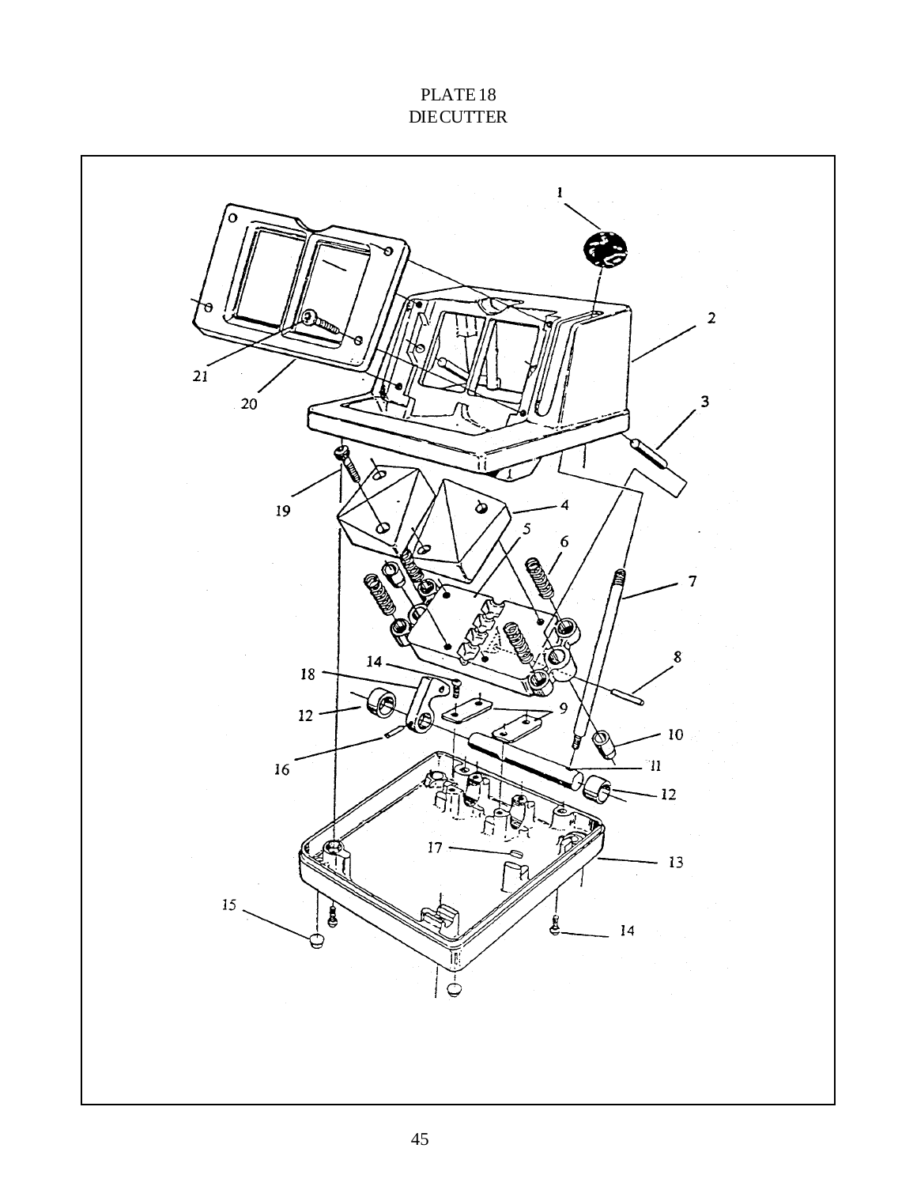PLATE 18
DIE CUTTER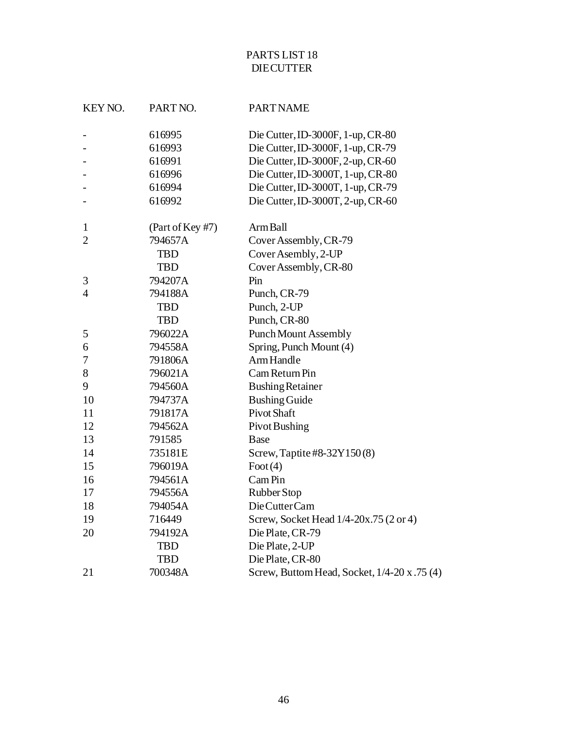# PARTS LIST 18
## DIE CUTTER

| KEY NO. | PART NO. | PART NAME |
|---|---|---|
| - | 616995 | Die Cutter, ID-3000F, 1-up, CR-80 |
| - | 616993 | Die Cutter, ID-3000F, 1-up, CR-79 |
| - | 616991 | Die Cutter, ID-3000F, 2-up, CR-60 |
| - | 616996 | Die Cutter, ID-3000T, 1-up, CR-80 |
| - | 616994 | Die Cutter, ID-3000T, 1-up, CR-79 |
| - | 616992 | Die Cutter, ID-3000T, 2-up, CR-60 |
| 1 | (Part of Key #7) | Arm Ball |
| 2 | 794657A | Cover Assembly, CR-79 |
| | TBD | Cover Asembly, 2-UP |
| | TBD | Cover Assembly, CR-80 |
| 3 | 794207A | Pin |
| 4 | 794188A | Punch, CR-79 |
| | TBD | Punch, 2-UP |
| | TBD | Punch, CR-80 |
| 5 | 796022A | Punch Mount Assembly |
| 6 | 794558A | Spring, Punch Mount (4) |
| 7 | 791806A | Arm Handle |
| 8 | 796021A | Cam Return Pin |
| 9 | 794560A | Bushing Retainer |
| 10 | 794737A | Bushing Guide |
| 11 | 791817A | Pivot Shaft |
| 12 | 794562A | Pivot Bushing |
| 13 | 791585 | Base |
| 14 | 735181E | Screw, Taptite #8-32Y150 (8) |
| 15 | 796019A | Foot (4) |
| 16 | 794561A | Cam Pin |
| 17 | 794556A | Rubber Stop |
| 18 | 794054A | Die Cutter Cam |
| 19 | 716449 | Screw, Socket Head 1/4-20x.75 (2 or 4) |
| 20 | 794192A | Die Plate, CR-79 |
| | TBD | Die Plate, 2-UP |
| | TBD | Die Plate, CR-80 |
| 21 | 700348A | Screw, Buttom Head, Socket, 1/4-20 x .75 (4) |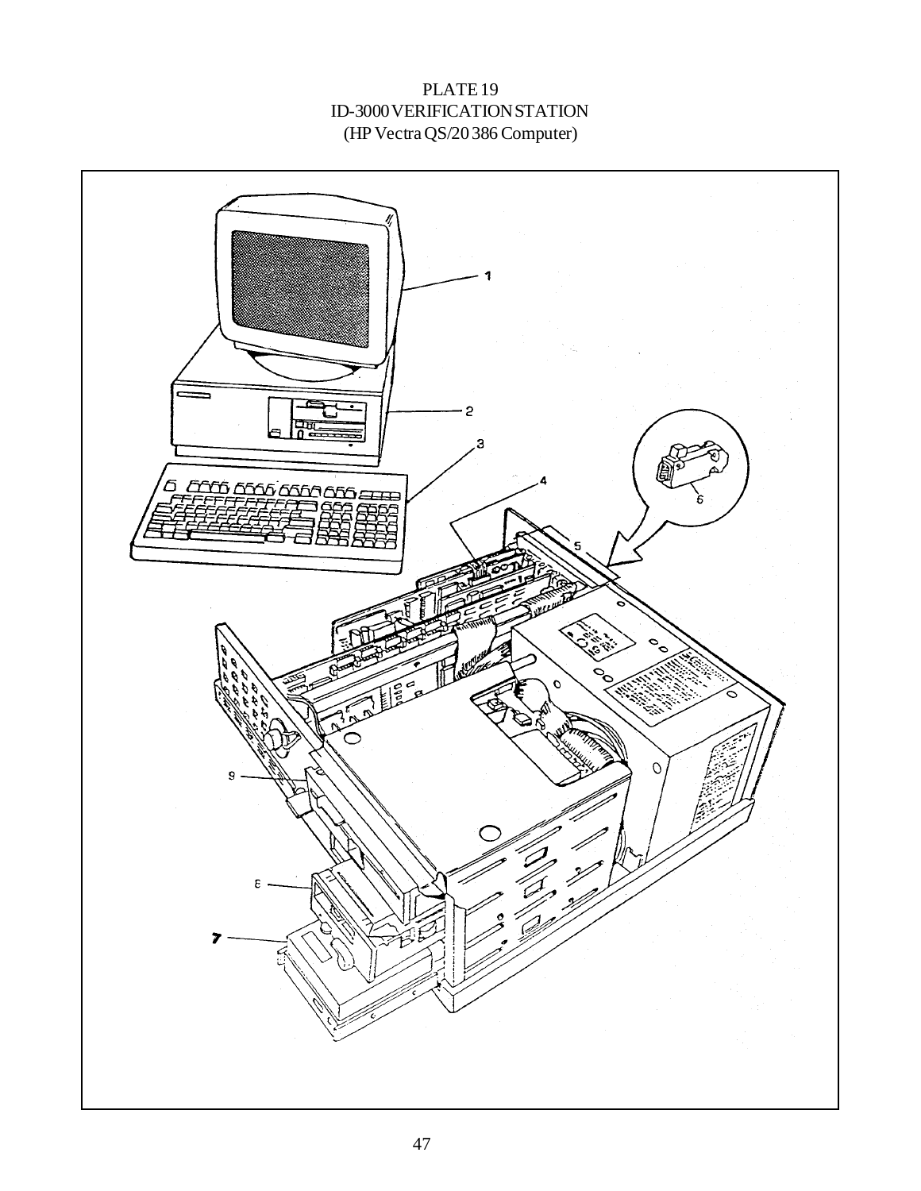PLATE 19
ID-3000 VERIFICATION STATION
(HP Vectra QS/20 386 Computer)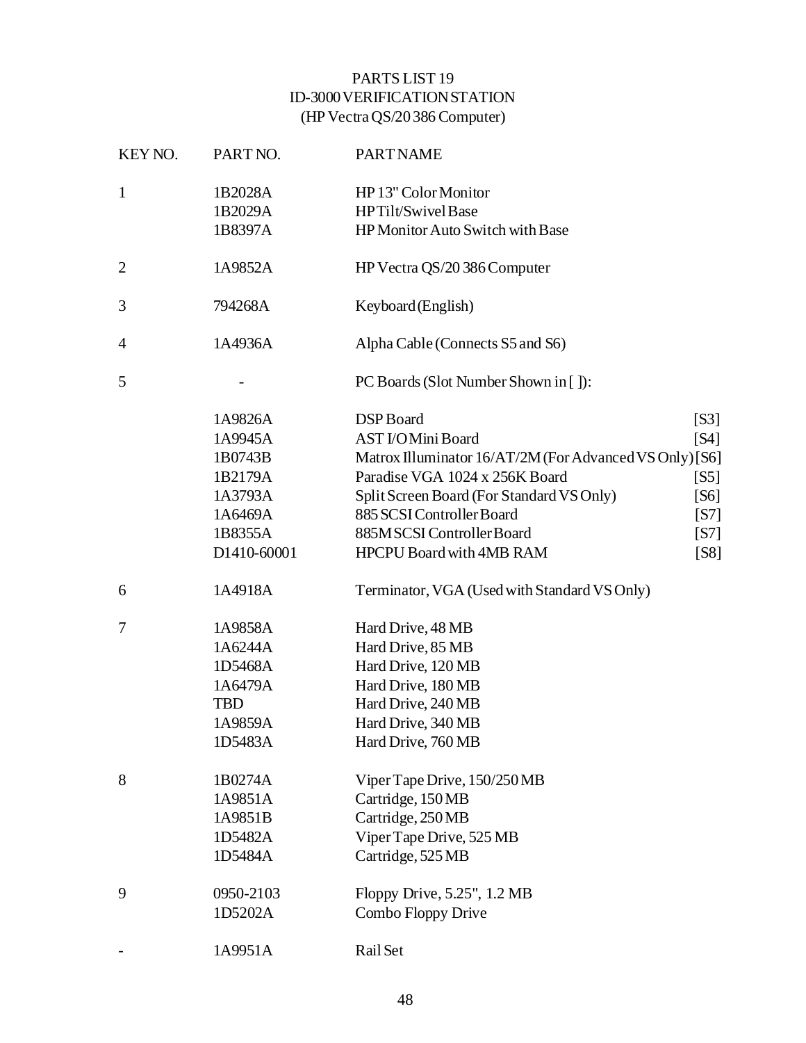# PARTS LIST 19
## ID-3000 VERIFICATION STATION
### (HP Vectra QS/20 386 Computer)

| KEY NO. | PART NO. | PART NAME | |
|---|---|---|---|
| 1 | 1B2028A | HP 13" Color Monitor | |
| | 1B2029A | HP Tilt/Swivel Base | |
| | 1B8397A | HP Monitor Auto Switch with Base | |
| 2 | 1A9852A | HP Vectra QS/20 386 Computer | |
| 3 | 794268A | Keyboard (English) | |
| 4 | 1A4936A | Alpha Cable (Connects S5 and S6) | |
| 5 | - | PC Boards (Slot Number Shown in [ ]): | |
| | 1A9826A | DSP Board | [S3] |
| | 1A9945A | AST I/O Mini Board | [S4] |
| | 1B0743B | Matrox Illuminator 16/AT/2M (For Advanced VS Only) | [S6] |
| | 1B2179A | Paradise VGA 1024 x 256K Board | [S5] |
| | 1A3793A | Split Screen Board (For Standard VS Only) | [S6] |
| | 1A6469A | 885 SCSI Controller Board | [S7] |
| | 1B8355A | 885M SCSI Controller Board | [S7] |
| | D1410-60001 | HP CPU Board with 4MB RAM | [S8] |
| 6 | 1A4918A | Terminator, VGA (Used with Standard VS Only) | |
| 7 | 1A9858A | Hard Drive, 48 MB | |
| | 1A6244A | Hard Drive, 85 MB | |
| | 1D5468A | Hard Drive, 120 MB | |
| | 1A6479A | Hard Drive, 180 MB | |
| | TBD | Hard Drive, 240 MB | |
| | 1A9859A | Hard Drive, 340 MB | |
| | 1D5483A | Hard Drive, 760 MB | |
| 8 | 1B0274A | Viper Tape Drive, 150/250 MB | |
| | 1A9851A | Cartridge, 150 MB | |
| | 1A9851B | Cartridge, 250 MB | |
| | 1D5482A | Viper Tape Drive, 525 MB | |
| | 1D5484A | Cartridge, 525 MB | |
| 9 | 0950-2103 | Floppy Drive, 5.25", 1.2 MB | |
| | 1D5202A | Combo Floppy Drive | |
| - | 1A9951A | Rail Set | |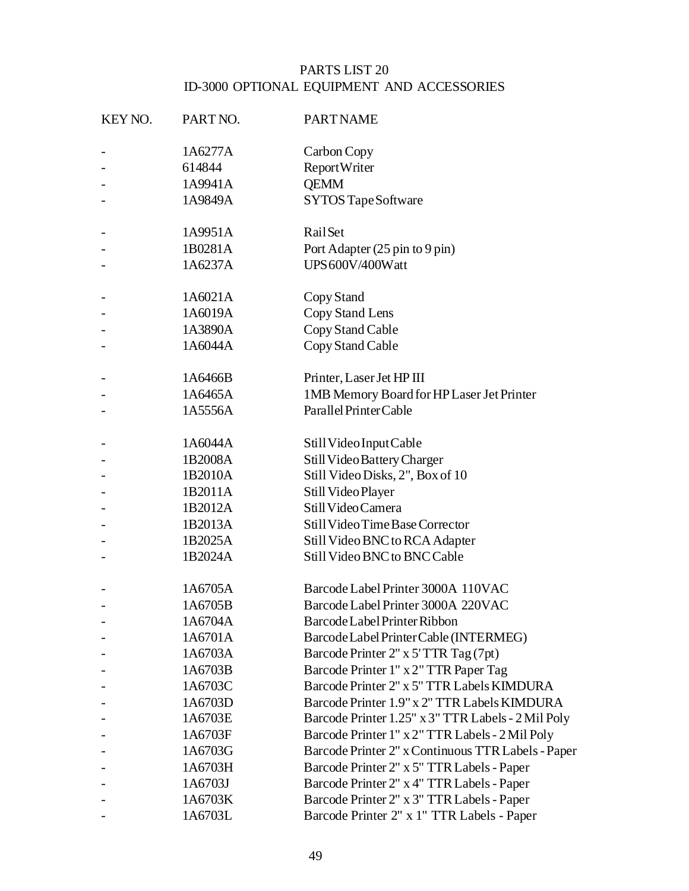# PARTS LIST 20
## ID-3000 OPTIONAL EQUIPMENT AND ACCESSORIES

| KEY NO. | PART NO. | PART NAME |
|---|---|---|
| - | 1A6277A | Carbon Copy |
| - | 614844 | ReportWriter |
| - | 1A9941A | QEMM |
| - | 1A9849A | SYTOS Tape Software |
| | | |
| - | 1A9951A | Rail Set |
| - | 1B0281A | Port Adapter (25 pin to 9 pin) |
| - | 1A6237A | UPS 600V/400Watt |
| | | |
| - | 1A6021A | Copy Stand |
| - | 1A6019A | Copy Stand Lens |
| - | 1A3890A | Copy Stand Cable |
| - | 1A6044A | Copy Stand Cable |
| | | |
| - | 1A6466B | Printer, LaserJet HP III |
| - | 1A6465A | 1MB Memory Board for HP LaserJet Printer |
| - | 1A5556A | Parallel Printer Cable |
| | | |
| - | 1A6044A | Still Video Input Cable |
| - | 1B2008A | Still Video Battery Charger |
| - | 1B2010A | Still Video Disks, 2", Box of 10 |
| - | 1B2011A | Still Video Player |
| - | 1B2012A | Still Video Camera |
| - | 1B2013A | Still Video Time Base Corrector |
| - | 1B2025A | Still Video BNC to RCA Adapter |
| - | 1B2024A | Still Video BNC to BNC Cable |
| | | |
| - | 1A6705A | Barcode Label Printer 3000A 110VAC |
| - | 1A6705B | Barcode Label Printer 3000A 220VAC |
| - | 1A6704A | Barcode Label Printer Ribbon |
| - | 1A6701A | Barcode Label Printer Cable (INTERMEG) |
| - | 1A6703A | Barcode Printer 2" x 5' TTR Tag (7pt) |
| - | 1A6703B | Barcode Printer 1" x 2" TTR Paper Tag |
| - | 1A6703C | Barcode Printer 2" x 5" TTR Labels KIMDURA |
| - | 1A6703D | Barcode Printer 1.9" x 2" TTR Labels KIMDURA |
| - | 1A6703E | Barcode Printer 1.25" x 3" TTR Labels - 2 Mil Poly |
| - | 1A6703F | Barcode Printer 1" x 2" TTR Labels - 2 Mil Poly |
| - | 1A6703G | Barcode Printer 2" x Continuous TTR Labels - Paper |
| - | 1A6703H | Barcode Printer 2" x 5" TTR Labels - Paper |
| - | 1A6703J | Barcode Printer 2" x 4" TTR Labels - Paper |
| - | 1A6703K | Barcode Printer 2" x 3" TTR Labels - Paper |
| - | 1A6703L | Barcode Printer 2" x 1" TTR Labels - Paper |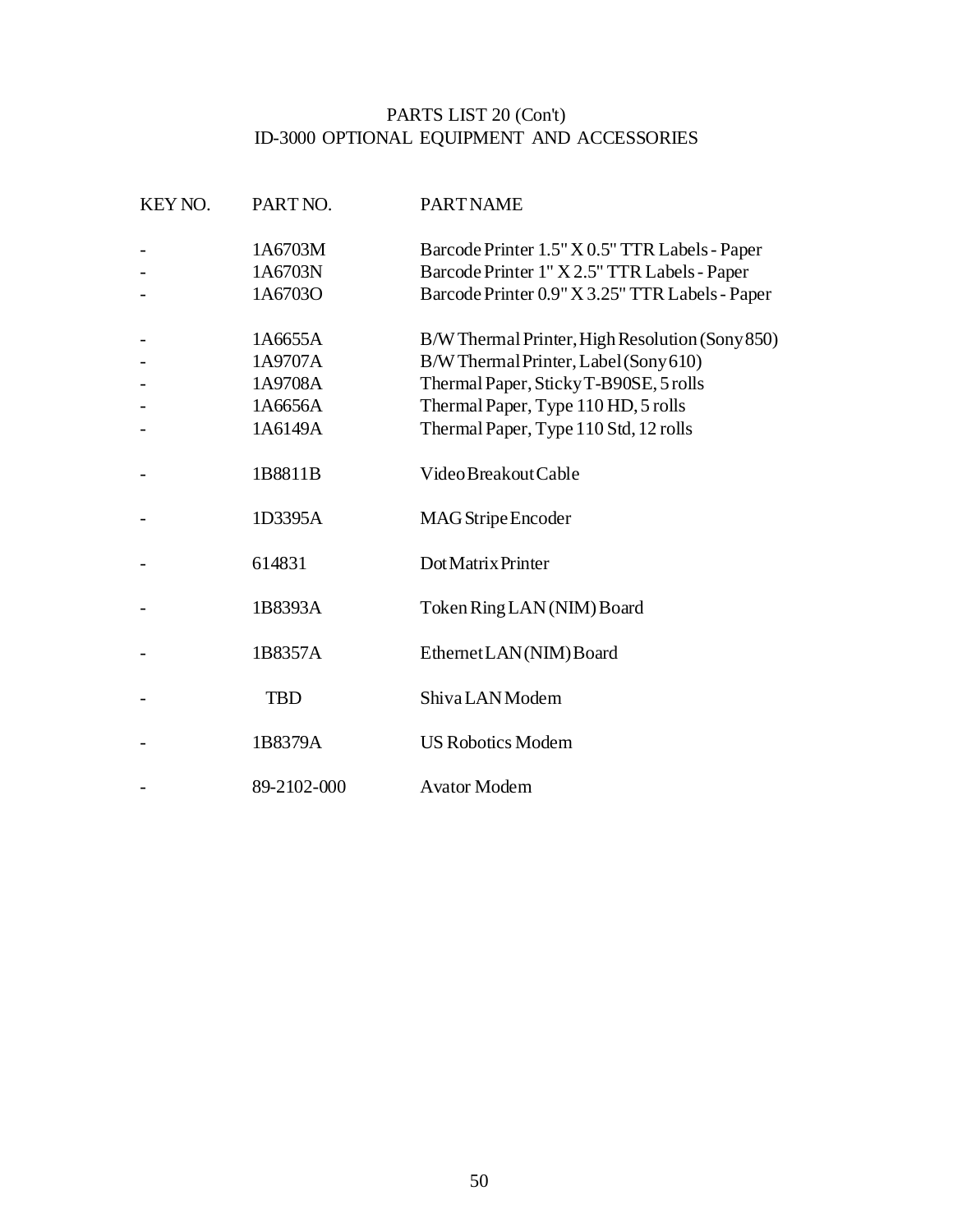PARTS LIST 20 (Con't)
ID-3000 OPTIONAL EQUIPMENT AND ACCESSORIES

| KEY NO. | PART NO. | PART NAME |
|---|---|---|
| - | 1A6703M | Barcode Printer 1.5" X 0.5" TTR Labels - Paper |
| - | 1A6703N | Barcode Printer 1" X 2.5" TTR Labels - Paper |
| - | 1A6703O | Barcode Printer 0.9" X 3.25" TTR Labels - Paper |
| - | 1A6655A | B/W Thermal Printer, High Resolution (Sony 850) |
| - | 1A9707A | B/W Thermal Printer, Label (Sony 610) |
| - | 1A9708A | Thermal Paper, Sticky T-B90SE, 5 rolls |
| - | 1A6656A | Thermal Paper, Type 110 HD, 5 rolls |
| - | 1A6149A | Thermal Paper, Type 110 Std, 12 rolls |
| - | 1B8811B | Video Breakout Cable |
| - | 1D3395A | MAG Stripe Encoder |
| - | 614831 | Dot Matrix Printer |
| - | 1B8393A | Token Ring LAN (NIM) Board |
| - | 1B8357A | Ethernet LAN (NIM) Board |
| - | TBD | Shiva LAN Modem |
| - | 1B8379A | US Robotics Modem |
| - | 89-2102-000 | Avator Modem |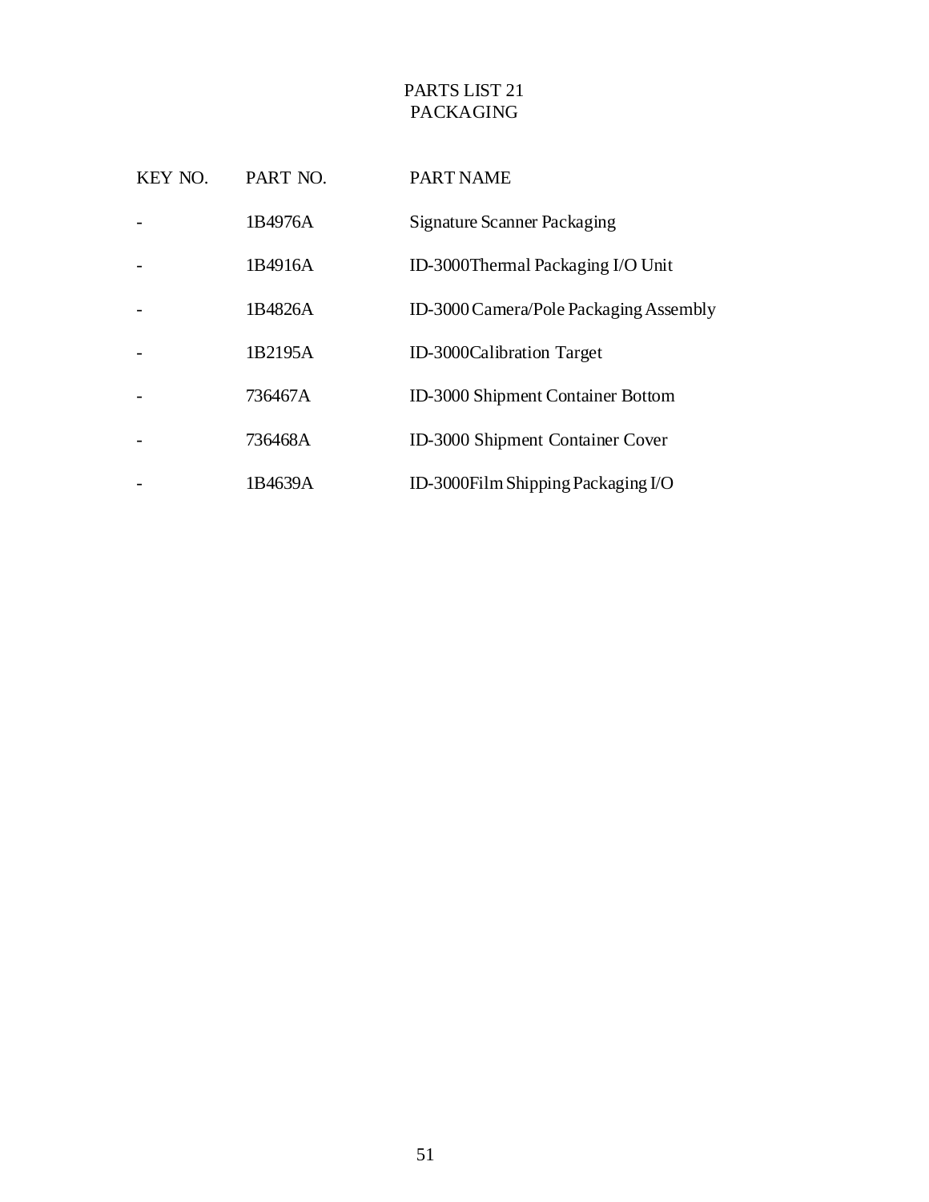# PARTS LIST 21
## PACKAGING

| KEY NO. | PART NO. | PART NAME |
|---|---|---|
| - | 1B4976A | Signature Scanner Packaging |
| - | 1B4916A | ID-3000Thermal Packaging I/O Unit |
| - | 1B4826A | ID-3000 Camera/Pole Packaging Assembly |
| - | 1B2195A | ID-3000Calibration Target |
| - | 736467A | ID-3000 Shipment Container Bottom |
| - | 736468A | ID-3000 Shipment Container Cover |
| - | 1B4639A | ID-3000Film Shipping Packaging I/O |